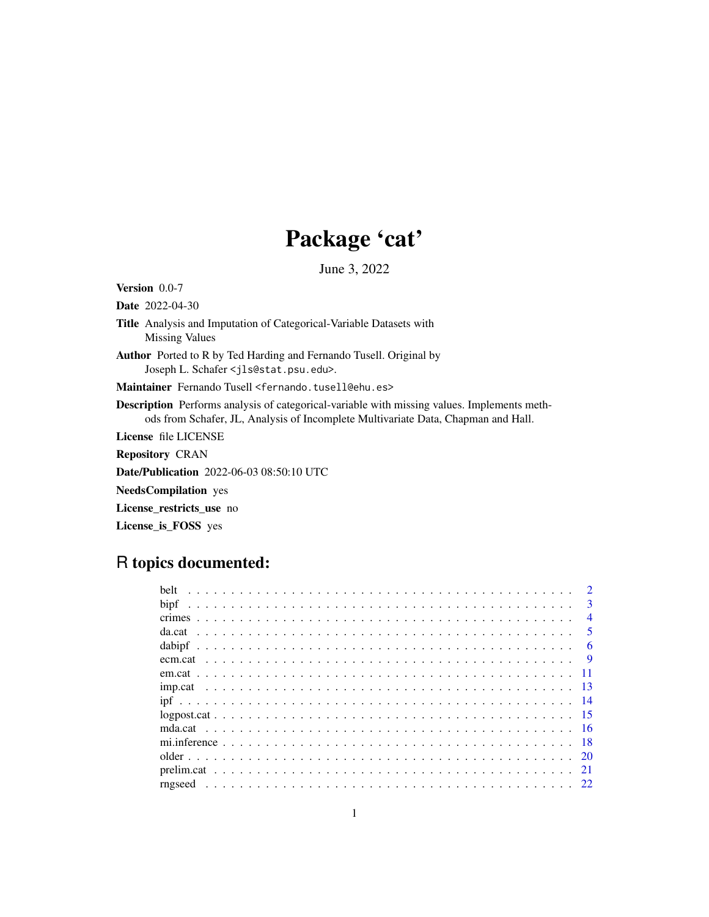# Package 'cat'

June 3, 2022

**Version** 0.0-7

**Date** 2022-04-30

**Title** Analysis and Imputation of Categorical-Variable Datasets with Missing Values

**Author** Ported to R by Ted Harding and Fernando Tusell. Original by Joseph L. Schafer <jls@stat.psu.edu>.

**Maintainer** Fernando Tusell <fernando.tusell@ehu.es>

**Description** Performs analysis of categorical-variable with missing values. Implements methods from Schafer, JL, Analysis of Incomplete Multivariate Data, Chapman and Hall.

**License** file LICENSE

**Repository** CRAN

**Date/Publication** 2022-06-03 08:50:10 UTC

**NeedsCompilation** yes

**License_restricts_use** no

**License_is_FOSS** yes

## R topics documented:

| | |
|---|---|
| belt | 2 |
| bipf | 3 |
| crimes | 4 |
| da.cat | 5 |
| dabipf | 6 |
| ecm.cat | 9 |
| em.cat | 11 |
| imp.cat | 13 |
| ipf | 14 |
| logpost.cat | 15 |
| mda.cat | 16 |
| mi.inference | 18 |
| older | 20 |
| prelim.cat | 21 |
| rngseed | 22 |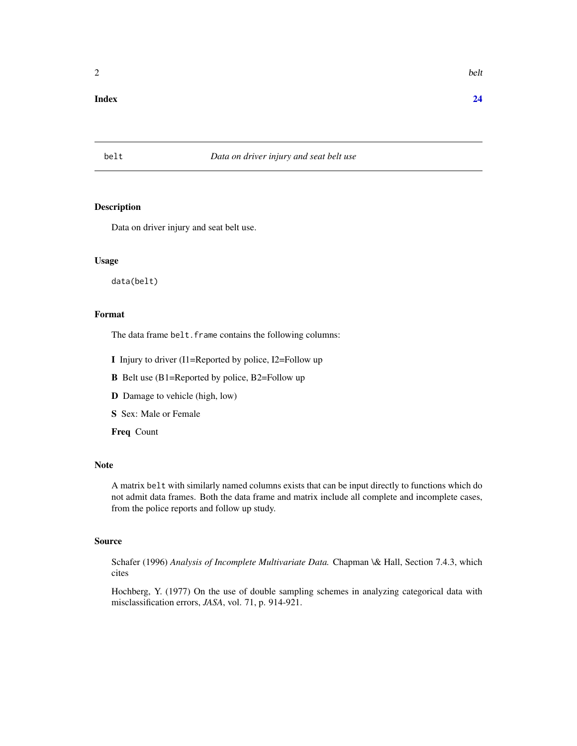**Index** **24**

---

belt *Data on driver injury and seat belt use*

---

### Description

Data on driver injury and seat belt use.

### Usage

```
data(belt)
```

### Format

The data frame `belt.frame` contains the following columns:

**I** Injury to driver (I1=Reported by police, I2=Follow up

**B** Belt use (B1=Reported by police, B2=Follow up

**D** Damage to vehicle (high, low)

**S** Sex: Male or Female

**Freq** Count

### Note

A matrix `belt` with similarly named columns exists that can be input directly to functions which do not admit data frames. Both the data frame and matrix include all complete and incomplete cases, from the police reports and follow up study.

### Source

Schafer (1996) *Analysis of Incomplete Multivariate Data.* Chapman \& Hall, Section 7.4.3, which cites

Hochberg, Y. (1977) On the use of double sampling schemes in analyzing categorical data with misclassification errors, *JASA*, vol. 71, p. 914-921.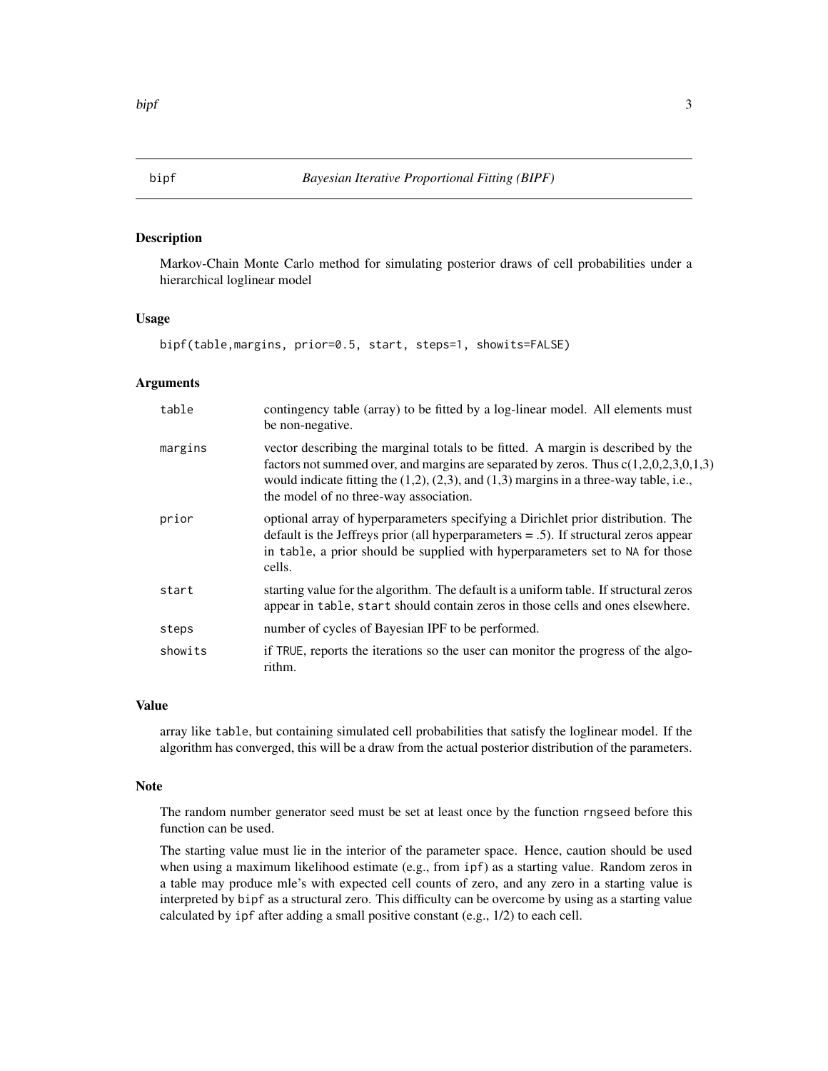# bipf — *Bayesian Iterative Proportional Fitting (BIPF)*

## Description

Markov-Chain Monte Carlo method for simulating posterior draws of cell probabilities under a hierarchical loglinear model

## Usage

```
bipf(table,margins, prior=0.5, start, steps=1, showits=FALSE)
```

## Arguments

| | |
|---|---|
| table | contingency table (array) to be fitted by a log-linear model. All elements must be non-negative. |
| margins | vector describing the marginal totals to be fitted. A margin is described by the factors not summed over, and margins are separated by zeros. Thus c(1,2,0,2,3,0,1,3) would indicate fitting the (1,2), (2,3), and (1,3) margins in a three-way table, i.e., the model of no three-way association. |
| prior | optional array of hyperparameters specifying a Dirichlet prior distribution. The default is the Jeffreys prior (all hyperparameters = .5). If structural zeros appear in table, a prior should be supplied with hyperparameters set to NA for those cells. |
| start | starting value for the algorithm. The default is a uniform table. If structural zeros appear in table, start should contain zeros in those cells and ones elsewhere. |
| steps | number of cycles of Bayesian IPF to be performed. |
| showits | if TRUE, reports the iterations so the user can monitor the progress of the algorithm. |

## Value

array like table, but containing simulated cell probabilities that satisfy the loglinear model. If the algorithm has converged, this will be a draw from the actual posterior distribution of the parameters.

## Note

The random number generator seed must be set at least once by the function rngseed before this function can be used.

The starting value must lie in the interior of the parameter space. Hence, caution should be used when using a maximum likelihood estimate (e.g., from ipf) as a starting value. Random zeros in a table may produce mle's with expected cell counts of zero, and any zero in a starting value is interpreted by bipf as a structural zero. This difficulty can be overcome by using as a starting value calculated by ipf after adding a small positive constant (e.g., 1/2) to each cell.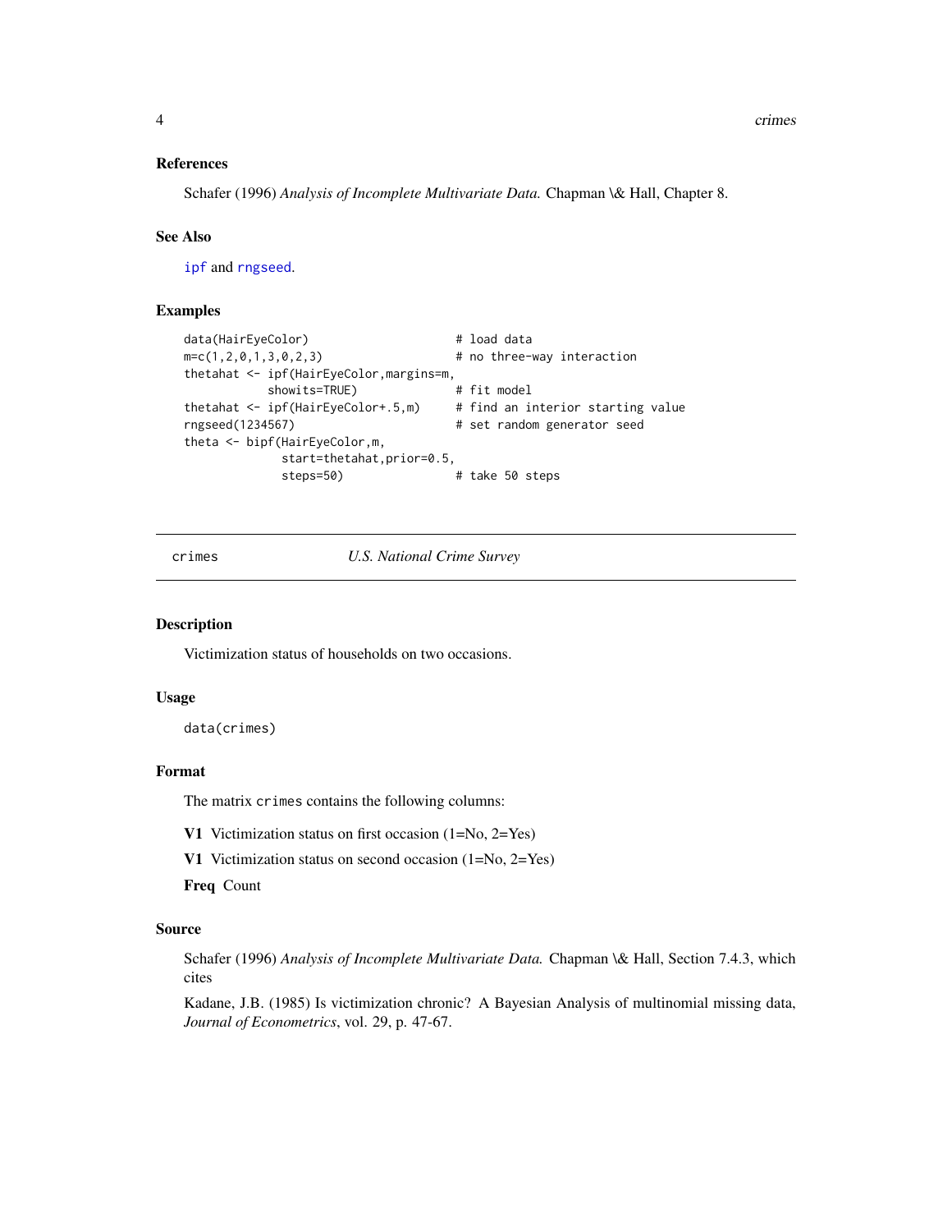### References

Schafer (1996) *Analysis of Incomplete Multivariate Data.* Chapman \& Hall, Chapter 8.

### See Also

ipf and rngseed.

### Examples

```
data(HairEyeColor)                    # load data
m=c(1,2,0,1,3,0,2,3)                  # no three-way interaction
thetahat <- ipf(HairEyeColor,margins=m,
            showits=TRUE)             # fit model
thetahat <- ipf(HairEyeColor+.5,m)    # find an interior starting value
rngseed(1234567)                      # set random generator seed
theta <- bipf(HairEyeColor,m,
              start=thetahat,prior=0.5,
              steps=50)               # take 50 steps
```

---

## crimes — *U.S. National Crime Survey*

### Description

Victimization status of households on two occasions.

### Usage

```
data(crimes)
```

### Format

The matrix crimes contains the following columns:

**V1** Victimization status on first occasion (1=No, 2=Yes)

**V1** Victimization status on second occasion (1=No, 2=Yes)

**Freq** Count

### Source

Schafer (1996) *Analysis of Incomplete Multivariate Data.* Chapman \& Hall, Section 7.4.3, which cites

Kadane, J.B. (1985) Is victimization chronic? A Bayesian Analysis of multinomial missing data, *Journal of Econometrics*, vol. 29, p. 47-67.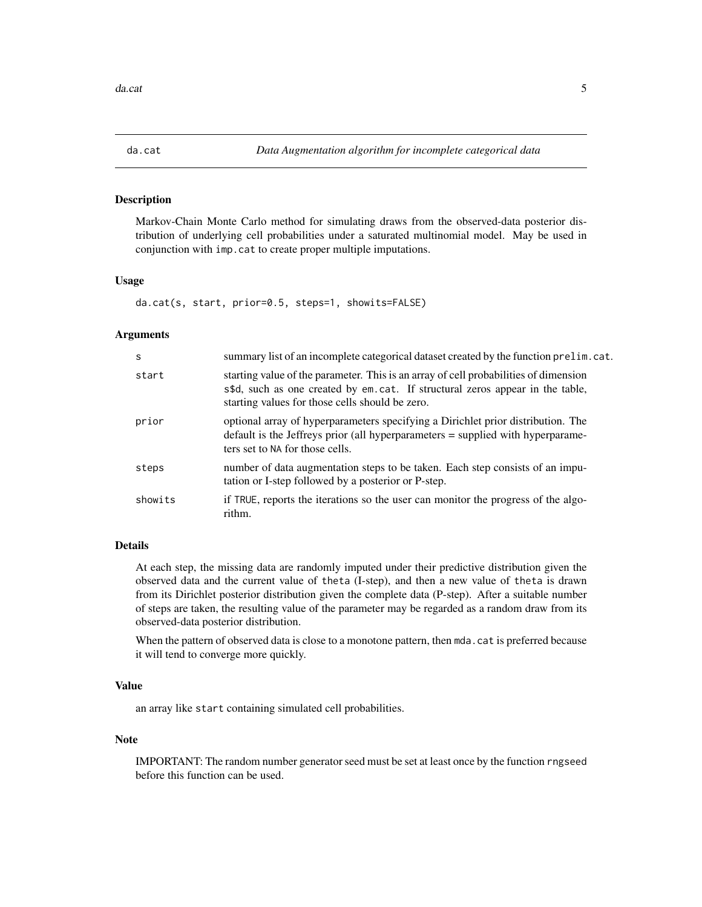## da.cat — *Data Augmentation algorithm for incomplete categorical data*

### Description

Markov-Chain Monte Carlo method for simulating draws from the observed-data posterior distribution of underlying cell probabilities under a saturated multinomial model. May be used in conjunction with `imp.cat` to create proper multiple imputations.

### Usage

```
da.cat(s, start, prior=0.5, steps=1, showits=FALSE)
```

### Arguments

| | |
|---|---|
| `s` | summary list of an incomplete categorical dataset created by the function `prelim.cat`. |
| `start` | starting value of the parameter. This is an array of cell probabilities of dimension `s$d`, such as one created by `em.cat`. If structural zeros appear in the table, starting values for those cells should be zero. |
| `prior` | optional array of hyperparameters specifying a Dirichlet prior distribution. The default is the Jeffreys prior (all hyperparameters = supplied with hyperparameters set to `NA` for those cells. |
| `steps` | number of data augmentation steps to be taken. Each step consists of an imputation or I-step followed by a posterior or P-step. |
| `showits` | if `TRUE`, reports the iterations so the user can monitor the progress of the algorithm. |

### Details

At each step, the missing data are randomly imputed under their predictive distribution given the observed data and the current value of `theta` (I-step), and then a new value of `theta` is drawn from its Dirichlet posterior distribution given the complete data (P-step). After a suitable number of steps are taken, the resulting value of the parameter may be regarded as a random draw from its observed-data posterior distribution.

When the pattern of observed data is close to a monotone pattern, then `mda.cat` is preferred because it will tend to converge more quickly.

### Value

an array like `start` containing simulated cell probabilities.

### Note

IMPORTANT: The random number generator seed must be set at least once by the function `rngseed` before this function can be used.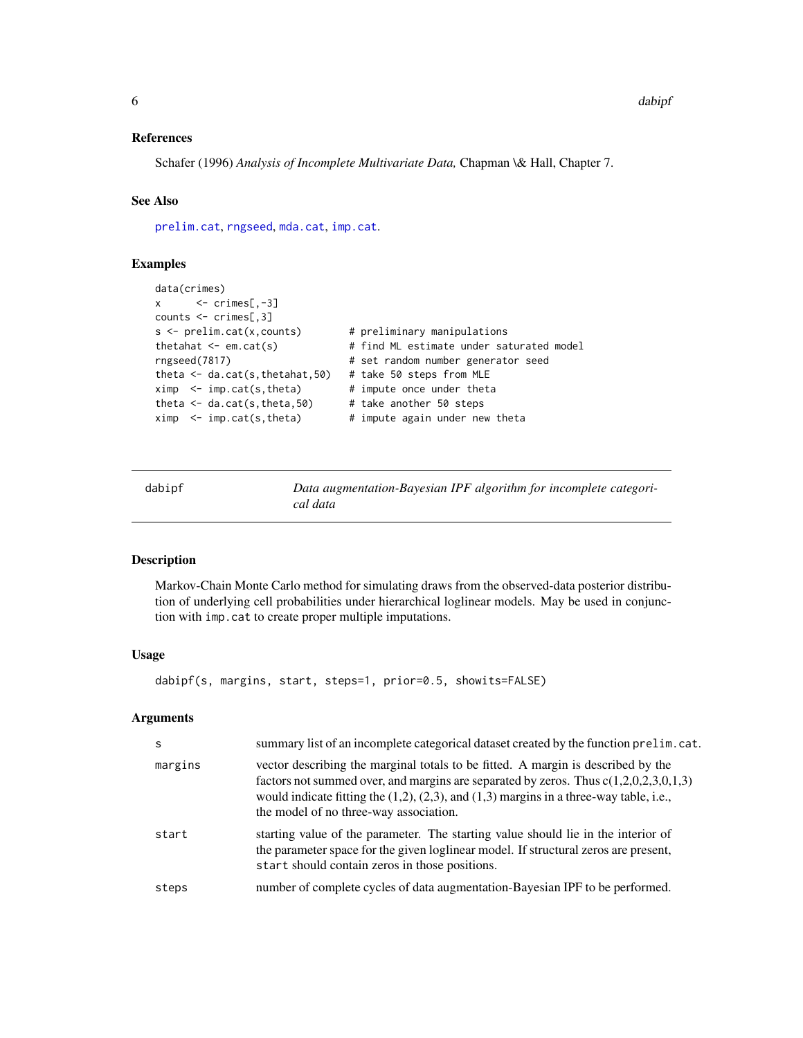### References

Schafer (1996) *Analysis of Incomplete Multivariate Data,* Chapman \& Hall, Chapter 7.

### See Also

prelim.cat, rngseed, mda.cat, imp.cat.

### Examples

```
data(crimes)
x      <- crimes[,-3]
counts <- crimes[,3]
s <- prelim.cat(x,counts)        # preliminary manipulations
thetahat <- em.cat(s)            # find ML estimate under saturated model
rngseed(7817)                    # set random number generator seed
theta <- da.cat(s,thetahat,50)   # take 50 steps from MLE
ximp  <- imp.cat(s,theta)        # impute once under theta
theta <- da.cat(s,theta,50)      # take another 50 steps
ximp  <- imp.cat(s,theta)        # impute again under new theta
```

---

## dabipf — *Data augmentation-Bayesian IPF algorithm for incomplete categorical data*

### Description

Markov-Chain Monte Carlo method for simulating draws from the observed-data posterior distribution of underlying cell probabilities under hierarchical loglinear models. May be used in conjunction with `imp.cat` to create proper multiple imputations.

### Usage

```
dabipf(s, margins, start, steps=1, prior=0.5, showits=FALSE)
```

### Arguments

| | |
|---|---|
| s | summary list of an incomplete categorical dataset created by the function `prelim.cat`. |
| margins | vector describing the marginal totals to be fitted. A margin is described by the factors not summed over, and margins are separated by zeros. Thus c(1,2,0,2,3,0,1,3) would indicate fitting the (1,2), (2,3), and (1,3) margins in a three-way table, i.e., the model of no three-way association. |
| start | starting value of the parameter. The starting value should lie in the interior of the parameter space for the given loglinear model. If structural zeros are present, `start` should contain zeros in those positions. |
| steps | number of complete cycles of data augmentation-Bayesian IPF to be performed. |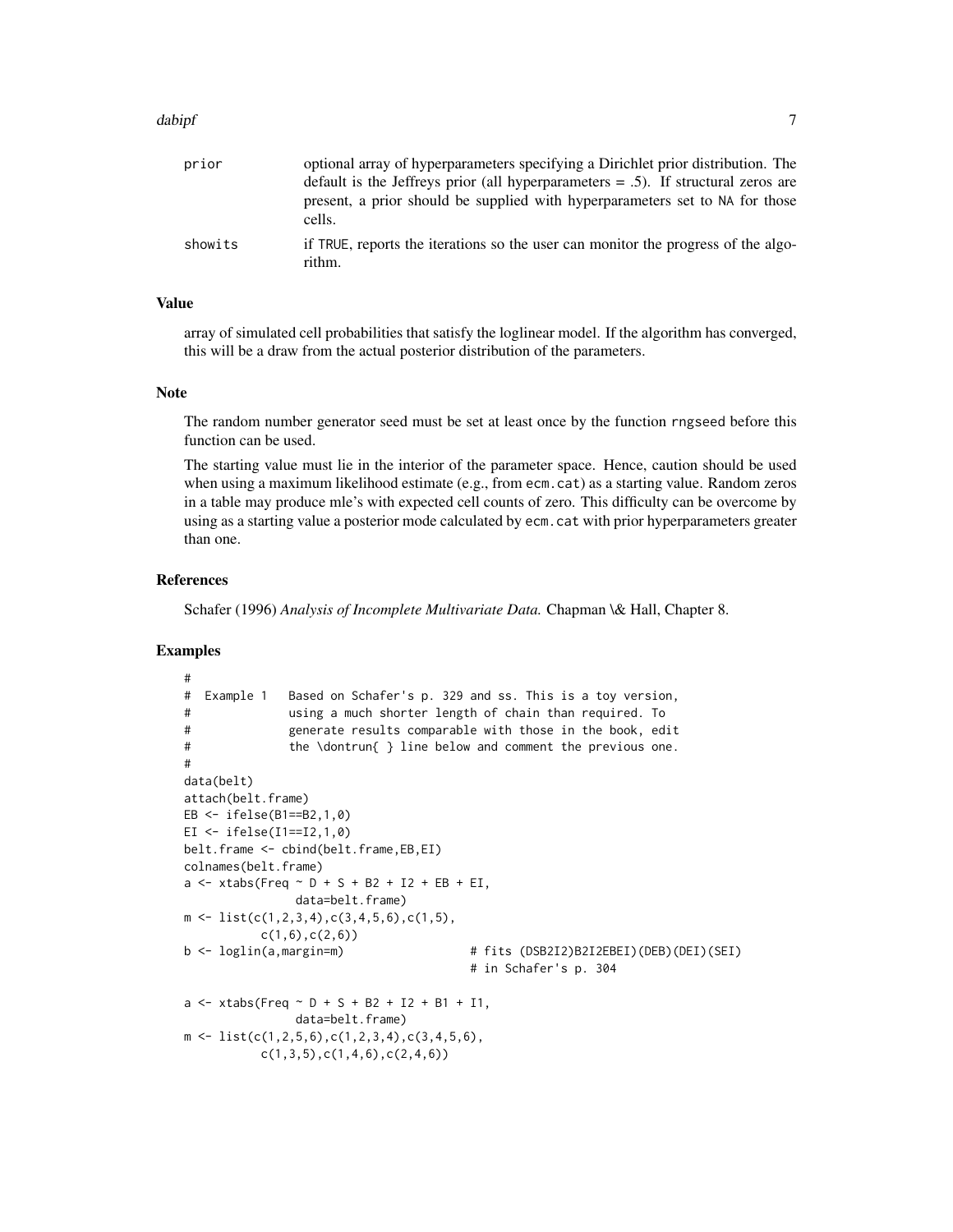| | |
|---|---|
| prior | optional array of hyperparameters specifying a Dirichlet prior distribution. The default is the Jeffreys prior (all hyperparameters = .5). If structural zeros are present, a prior should be supplied with hyperparameters set to NA for those cells. |
| showits | if TRUE, reports the iterations so the user can monitor the progress of the algorithm. |

### Value

array of simulated cell probabilities that satisfy the loglinear model. If the algorithm has converged, this will be a draw from the actual posterior distribution of the parameters.

### Note

The random number generator seed must be set at least once by the function rngseed before this function can be used.

The starting value must lie in the interior of the parameter space. Hence, caution should be used when using a maximum likelihood estimate (e.g., from ecm.cat) as a starting value. Random zeros in a table may produce mle's with expected cell counts of zero. This difficulty can be overcome by using as a starting value a posterior mode calculated by ecm.cat with prior hyperparameters greater than one.

### References

Schafer (1996) *Analysis of Incomplete Multivariate Data.* Chapman \& Hall, Chapter 8.

### Examples

```
#
#  Example 1   Based on Schafer's p. 329 and ss. This is a toy version,
#              using a much shorter length of chain than required. To
#              generate results comparable with those in the book, edit
#              the \dontrun{ } line below and comment the previous one.
#
data(belt)
attach(belt.frame)
EB <- ifelse(B1==B2,1,0)
EI <- ifelse(I1==I2,1,0)
belt.frame <- cbind(belt.frame,EB,EI)
colnames(belt.frame)
a <- xtabs(Freq ~ D + S + B2 + I2 + EB + EI,
               data=belt.frame)
m <- list(c(1,2,3,4),c(3,4,5,6),c(1,5),
          c(1,6),c(2,6))
b <- loglin(a,margin=m)                  # fits (DSB2I2)B2I2EBEI)(DEB)(DEI)(SEI)
                                         # in Schafer's p. 304

a <- xtabs(Freq ~ D + S + B2 + I2 + B1 + I1,
               data=belt.frame)
m <- list(c(1,2,5,6),c(1,2,3,4),c(3,4,5,6),
          c(1,3,5),c(1,4,6),c(2,4,6))
```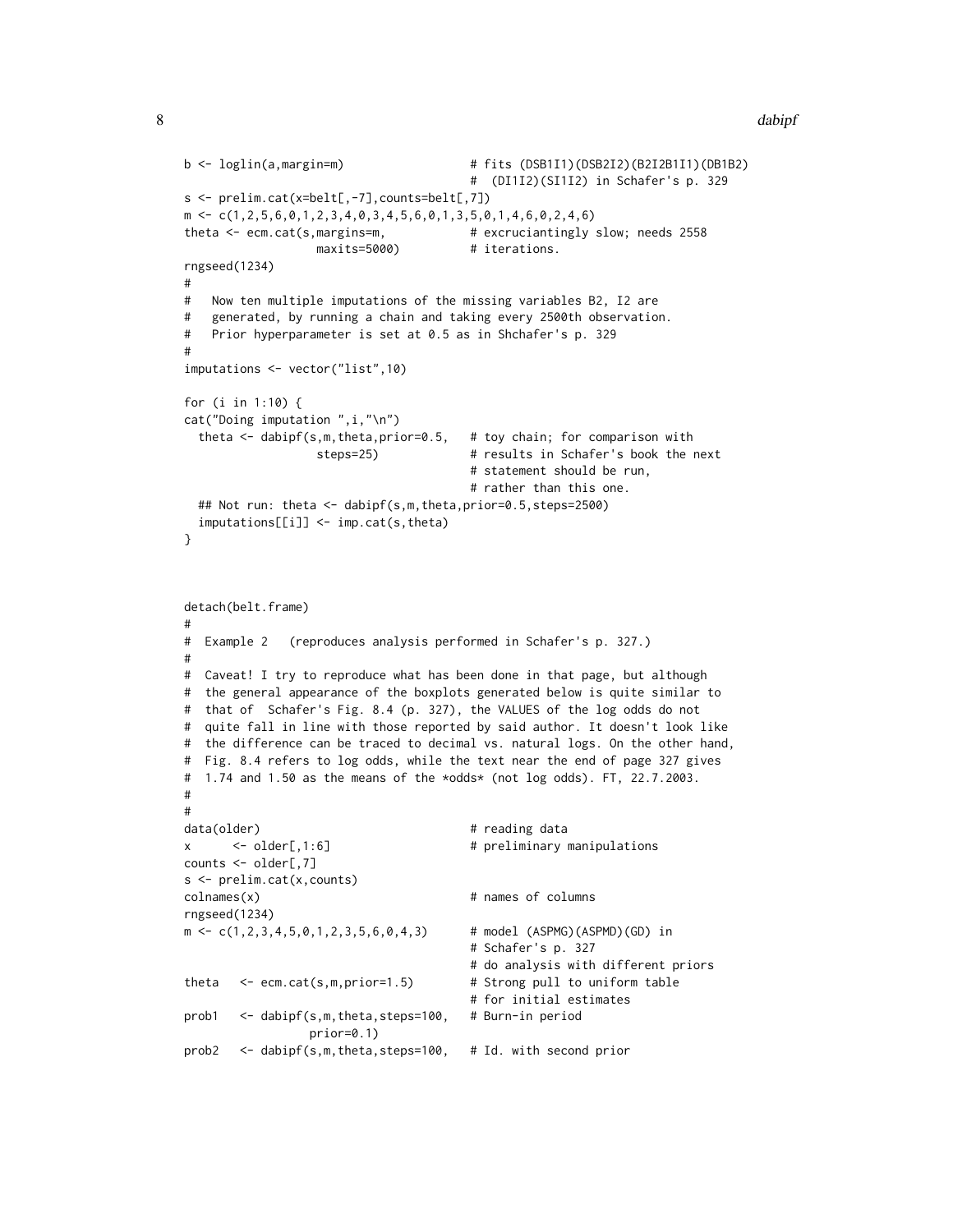```
b <- loglin(a,margin=m)                  # fits (DSB1I1)(DSB2I2)(B2I2B1I1)(DB1B2)
                                         #  (DI1I2)(SI1I2) in Schafer's p. 329
s <- prelim.cat(x=belt[,-7],counts=belt[,7])
m <- c(1,2,5,6,0,1,2,3,4,0,3,4,5,6,0,1,3,5,0,1,4,6,0,2,4,6)
theta <- ecm.cat(s,margins=m,            # excruciantingly slow; needs 2558
                 maxits=5000)            # iterations.
rngseed(1234)
#
#   Now ten multiple imputations of the missing variables B2, I2 are
#   generated, by running a chain and taking every 2500th observation.
#   Prior hyperparameter is set at 0.5 as in Shchafer's p. 329
#
imputations <- vector("list",10)

for (i in 1:10) {
cat("Doing imputation ",i,"\n")
  theta <- dabipf(s,m,theta,prior=0.5,   # toy chain; for comparison with
                  steps=25)              # results in Schafer's book the next
                                         # statement should be run,
                                         # rather than this one.
  ## Not run: theta <- dabipf(s,m,theta,prior=0.5,steps=2500)
  imputations[[i]] <- imp.cat(s,theta)
}



detach(belt.frame)
#
#  Example 2   (reproduces analysis performed in Schafer's p. 327.)
#
#  Caveat! I try to reproduce what has been done in that page, but although
#  the general appearance of the boxplots generated below is quite similar to
#  that of  Schafer's Fig. 8.4 (p. 327), the VALUES of the log odds do not
#  quite fall in line with those reported by said author. It doesn't look like
#  the difference can be traced to decimal vs. natural logs. On the other hand,
#  Fig. 8.4 refers to log odds, while the text near the end of page 327 gives
#  1.74 and 1.50 as the means of the *odds* (not log odds). FT, 22.7.2003.
#
#
data(older)                              # reading data
x      <- older[,1:6]                    # preliminary manipulations
counts <- older[,7]
s <- prelim.cat(x,counts)
colnames(x)                              # names of columns
rngseed(1234)
m <- c(1,2,3,4,5,0,1,2,3,5,6,0,4,3)      # model (ASPMG)(ASPMD)(GD) in
                                         # Schafer's p. 327
                                         # do analysis with different priors
theta   <- ecm.cat(s,m,prior=1.5)        # Strong pull to uniform table
                                         # for initial estimates
prob1   <- dabipf(s,m,theta,steps=100,   # Burn-in period
                prior=0.1)
prob2   <- dabipf(s,m,theta,steps=100,   # Id. with second prior
```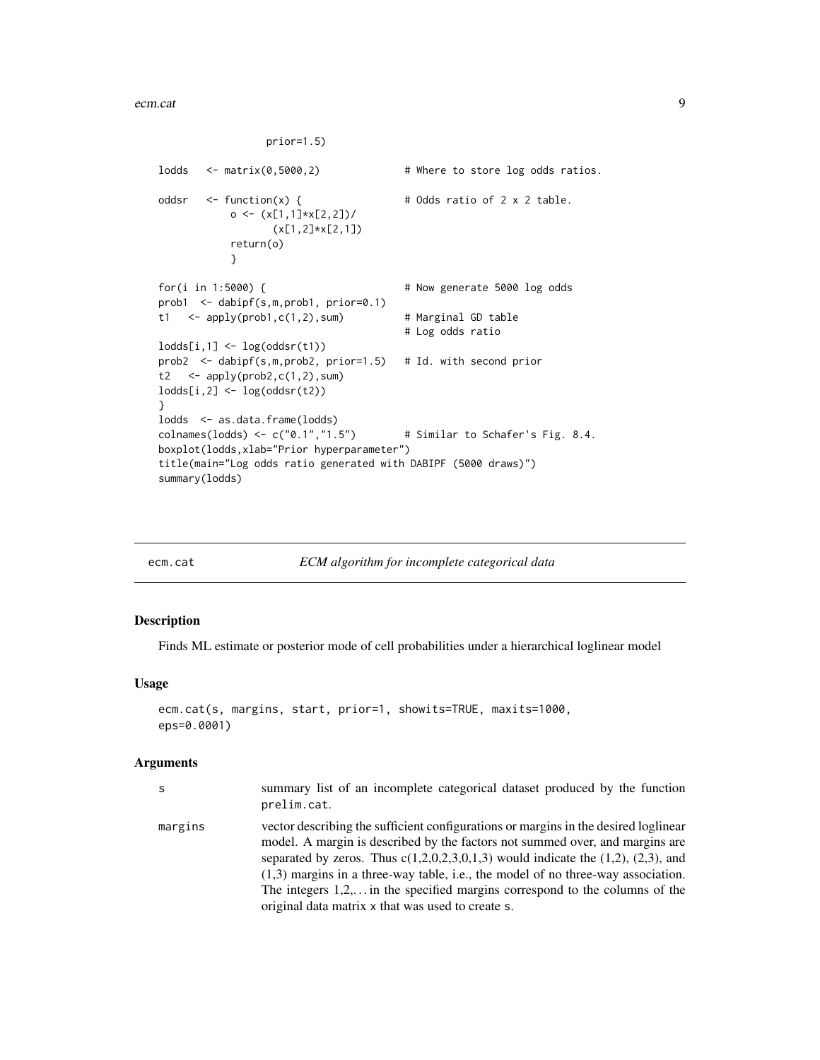```
                prior=1.5)

lodds   <- matrix(0,5000,2)             # Where to store log odds ratios.

oddsr   <- function(x) {                # Odds ratio of 2 x 2 table.
            o <- (x[1,1]*x[2,2])/
                    (x[1,2]*x[2,1])
            return(o)
            }

for(i in 1:5000) {                      # Now generate 5000 log odds
prob1  <- dabipf(s,m,prob1, prior=0.1)
t1   <- apply(prob1,c(1,2),sum)         # Marginal GD table
                                        # Log odds ratio
lodds[i,1] <- log(oddsr(t1))
prob2  <- dabipf(s,m,prob2, prior=1.5)  # Id. with second prior
t2   <- apply(prob2,c(1,2),sum)
lodds[i,2] <- log(oddsr(t2))
}
lodds  <- as.data.frame(lodds)
colnames(lodds) <- c("0.1","1.5")       # Similar to Schafer's Fig. 8.4.
boxplot(lodds,xlab="Prior hyperparameter")
title(main="Log odds ratio generated with DABIPF (5000 draws)")
summary(lodds)
```

## ecm.cat — *ECM algorithm for incomplete categorical data*

### Description

Finds ML estimate or posterior mode of cell probabilities under a hierarchical loglinear model

### Usage

```
ecm.cat(s, margins, start, prior=1, showits=TRUE, maxits=1000,
eps=0.0001)
```

### Arguments

| | |
|---|---|
| s | summary list of an incomplete categorical dataset produced by the function prelim.cat. |
| margins | vector describing the sufficient configurations or margins in the desired loglinear model. A margin is described by the factors not summed over, and margins are separated by zeros. Thus c(1,2,0,2,3,0,1,3) would indicate the (1,2), (2,3), and (1,3) margins in a three-way table, i.e., the model of no three-way association. The integers 1,2,... in the specified margins correspond to the columns of the original data matrix x that was used to create s. |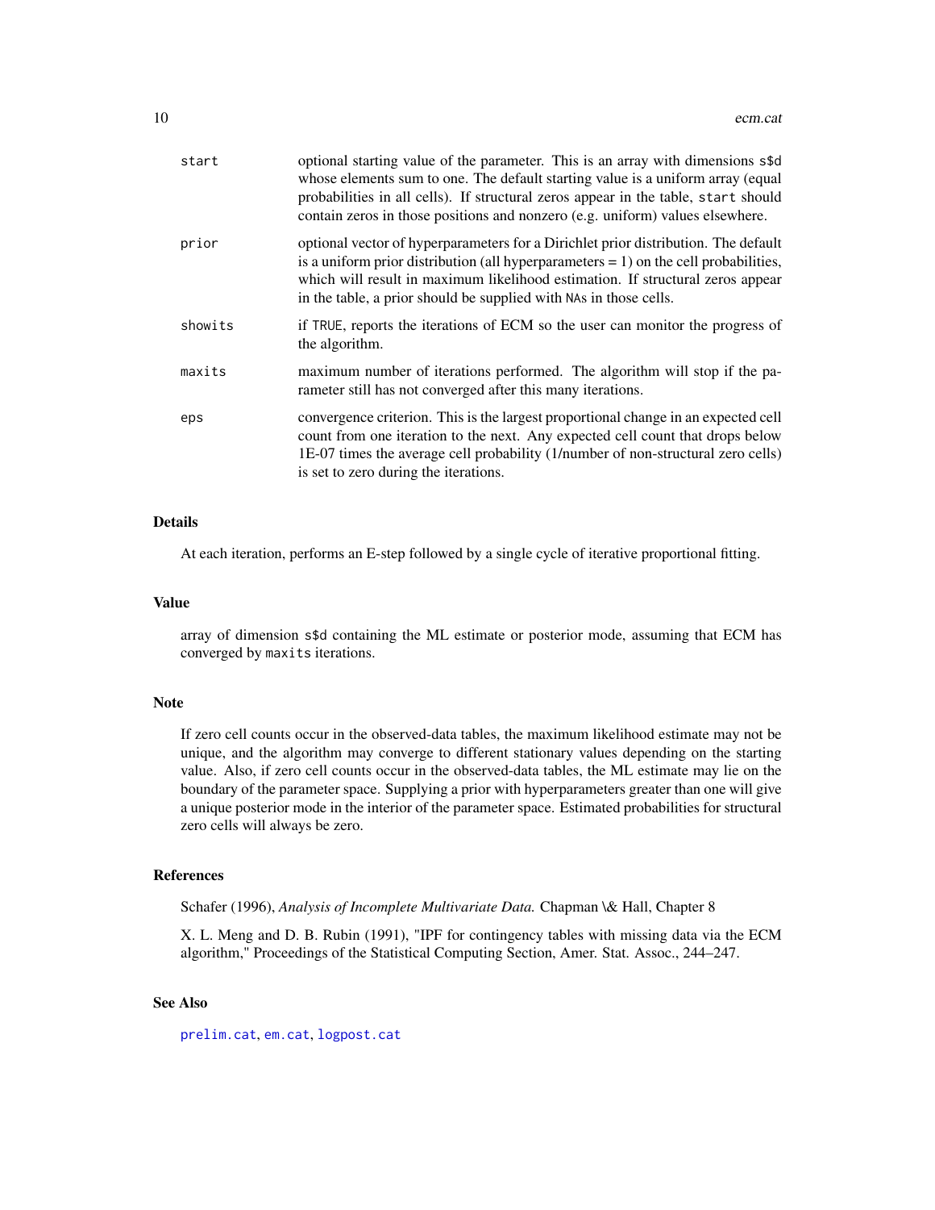| | |
|---|---|
| `start` | optional starting value of the parameter. This is an array with dimensions `s$d` whose elements sum to one. The default starting value is a uniform array (equal probabilities in all cells). If structural zeros appear in the table, `start` should contain zeros in those positions and nonzero (e.g. uniform) values elsewhere. |
| `prior` | optional vector of hyperparameters for a Dirichlet prior distribution. The default is a uniform prior distribution (all hyperparameters = 1) on the cell probabilities, which will result in maximum likelihood estimation. If structural zeros appear in the table, a prior should be supplied with `NA`s in those cells. |
| `showits` | if `TRUE`, reports the iterations of ECM so the user can monitor the progress of the algorithm. |
| `maxits` | maximum number of iterations performed. The algorithm will stop if the parameter still has not converged after this many iterations. |
| `eps` | convergence criterion. This is the largest proportional change in an expected cell count from one iteration to the next. Any expected cell count that drops below 1E-07 times the average cell probability (1/number of non-structural zero cells) is set to zero during the iterations. |

## Details

At each iteration, performs an E-step followed by a single cycle of iterative proportional fitting.

## Value

array of dimension `s$d` containing the ML estimate or posterior mode, assuming that ECM has converged by `maxits` iterations.

## Note

If zero cell counts occur in the observed-data tables, the maximum likelihood estimate may not be unique, and the algorithm may converge to different stationary values depending on the starting value. Also, if zero cell counts occur in the observed-data tables, the ML estimate may lie on the boundary of the parameter space. Supplying a prior with hyperparameters greater than one will give a unique posterior mode in the interior of the parameter space. Estimated probabilities for structural zero cells will always be zero.

## References

Schafer (1996), *Analysis of Incomplete Multivariate Data.* Chapman \& Hall, Chapter 8

X. L. Meng and D. B. Rubin (1991), "IPF for contingency tables with missing data via the ECM algorithm," Proceedings of the Statistical Computing Section, Amer. Stat. Assoc., 244–247.

## See Also

`prelim.cat`, `em.cat`, `logpost.cat`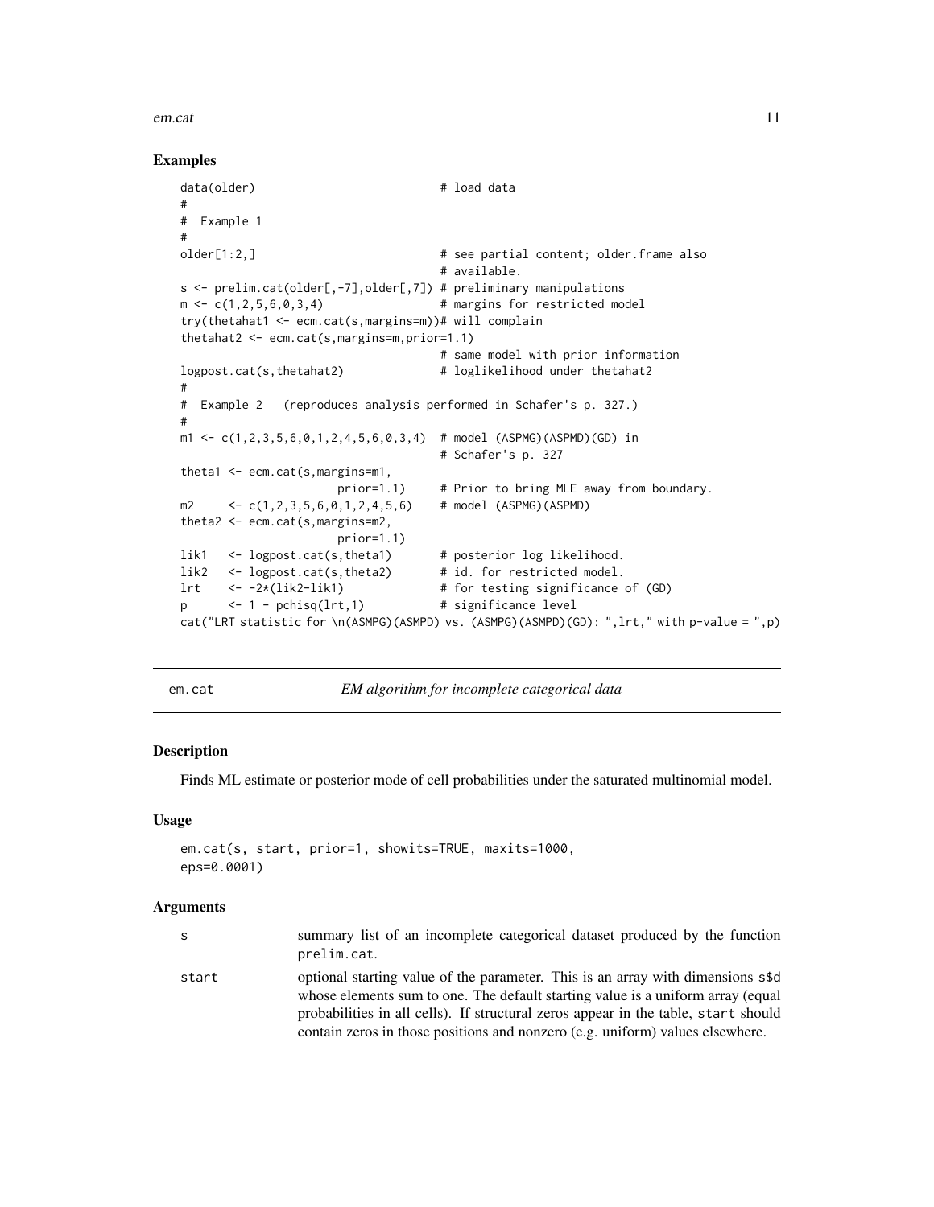## Examples

```
data(older)                            # load data
#
#  Example 1
#
older[1:2,]                            # see partial content; older.frame also
                                       # available.
s <- prelim.cat(older[,-7],older[,7]) # preliminary manipulations
m <- c(1,2,5,6,0,3,4)                 # margins for restricted model
try(thetahat1 <- ecm.cat(s,margins=m))# will complain
thetahat2 <- ecm.cat(s,margins=m,prior=1.1)
                                       # same model with prior information
logpost.cat(s,thetahat2)              # loglikelihood under thetahat2
#
#  Example 2   (reproduces analysis performed in Schafer's p. 327.)
#
m1 <- c(1,2,3,5,6,0,1,2,4,5,6,0,3,4)  # model (ASPMG)(ASPMD)(GD) in
                                       # Schafer's p. 327
theta1 <- ecm.cat(s,margins=m1,
                       prior=1.1)      # Prior to bring MLE away from boundary.
m2     <- c(1,2,3,5,6,0,1,2,4,5,6)    # model (ASPMG)(ASPMD)
theta2 <- ecm.cat(s,margins=m2,
                       prior=1.1)
lik1   <- logpost.cat(s,theta1)       # posterior log likelihood.
lik2   <- logpost.cat(s,theta2)       # id. for restricted model.
lrt    <- -2*(lik2-lik1)              # for testing significance of (GD)
p      <- 1 - pchisq(lrt,1)           # significance level
cat("LRT statistic for \n(ASMPG)(ASMPD) vs. (ASMPG)(ASMPD)(GD): ",lrt," with p-value = ",p)
```

---

# em.cat — *EM algorithm for incomplete categorical data*

## Description

Finds ML estimate or posterior mode of cell probabilities under the saturated multinomial model.

## Usage

```
em.cat(s, start, prior=1, showits=TRUE, maxits=1000,
eps=0.0001)
```

## Arguments

| | |
|---|---|
| s | summary list of an incomplete categorical dataset produced by the function prelim.cat. |
| start | optional starting value of the parameter. This is an array with dimensions s$d whose elements sum to one. The default starting value is a uniform array (equal probabilities in all cells). If structural zeros appear in the table, start should contain zeros in those positions and nonzero (e.g. uniform) values elsewhere. |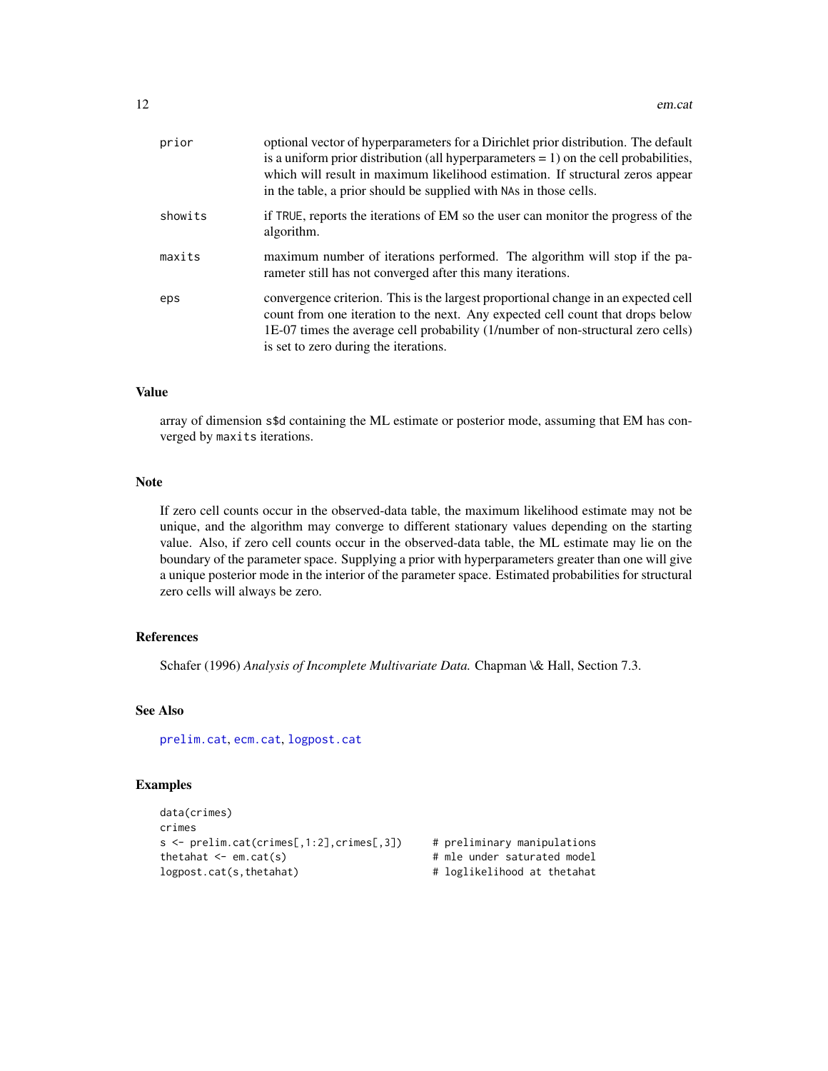| | |
|---|---|
| prior | optional vector of hyperparameters for a Dirichlet prior distribution. The default is a uniform prior distribution (all hyperparameters = 1) on the cell probabilities, which will result in maximum likelihood estimation. If structural zeros appear in the table, a prior should be supplied with NAs in those cells. |
| showits | if TRUE, reports the iterations of EM so the user can monitor the progress of the algorithm. |
| maxits | maximum number of iterations performed. The algorithm will stop if the parameter still has not converged after this many iterations. |
| eps | convergence criterion. This is the largest proportional change in an expected cell count from one iteration to the next. Any expected cell count that drops below 1E-07 times the average cell probability (1/number of non-structural zero cells) is set to zero during the iterations. |

### Value

array of dimension `s$d` containing the ML estimate or posterior mode, assuming that EM has converged by `maxits` iterations.

### Note

If zero cell counts occur in the observed-data table, the maximum likelihood estimate may not be unique, and the algorithm may converge to different stationary values depending on the starting value. Also, if zero cell counts occur in the observed-data table, the ML estimate may lie on the boundary of the parameter space. Supplying a prior with hyperparameters greater than one will give a unique posterior mode in the interior of the parameter space. Estimated probabilities for structural zero cells will always be zero.

### References

Schafer (1996) *Analysis of Incomplete Multivariate Data.* Chapman \& Hall, Section 7.3.

### See Also

prelim.cat, ecm.cat, logpost.cat

### Examples

```
data(crimes)
crimes
s <- prelim.cat(crimes[,1:2],crimes[,3])     # preliminary manipulations
thetahat <- em.cat(s)                         # mle under saturated model
logpost.cat(s,thetahat)                       # loglikelihood at thetahat
```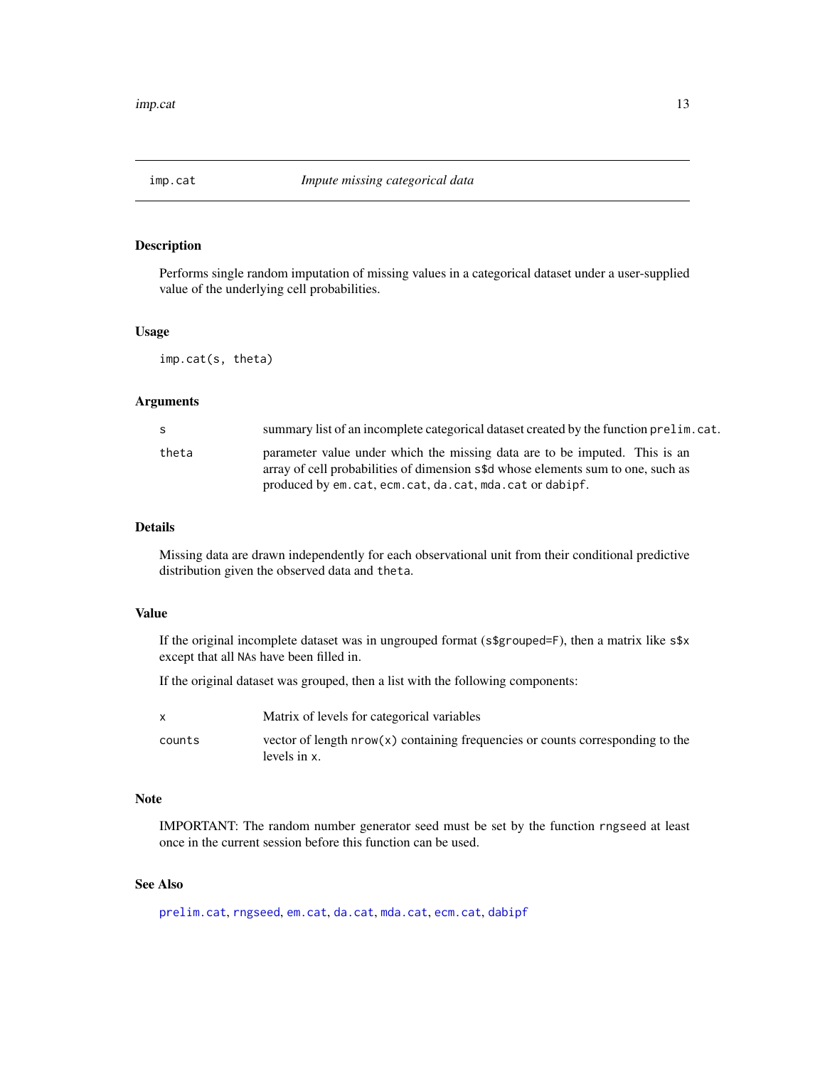## imp.cat — *Impute missing categorical data*

### Description

Performs single random imputation of missing values in a categorical dataset under a user-supplied value of the underlying cell probabilities.

### Usage

```
imp.cat(s, theta)
```

### Arguments

| | |
|---|---|
| `s` | summary list of an incomplete categorical dataset created by the function `prelim.cat`. |
| `theta` | parameter value under which the missing data are to be imputed. This is an array of cell probabilities of dimension `s$d` whose elements sum to one, such as produced by `em.cat`, `ecm.cat`, `da.cat`, `mda.cat` or `dabipf`. |

### Details

Missing data are drawn independently for each observational unit from their conditional predictive distribution given the observed data and `theta`.

### Value

If the original incomplete dataset was in ungrouped format (`s$grouped=F`), then a matrix like `s$x` except that all `NA`s have been filled in.

If the original dataset was grouped, then a list with the following components:

| | |
|---|---|
| `x` | Matrix of levels for categorical variables |
| `counts` | vector of length `nrow(x)` containing frequencies or counts corresponding to the levels in `x`. |

### Note

IMPORTANT: The random number generator seed must be set by the function `rngseed` at least once in the current session before this function can be used.

### See Also

`prelim.cat`, `rngseed`, `em.cat`, `da.cat`, `mda.cat`, `ecm.cat`, `dabipf`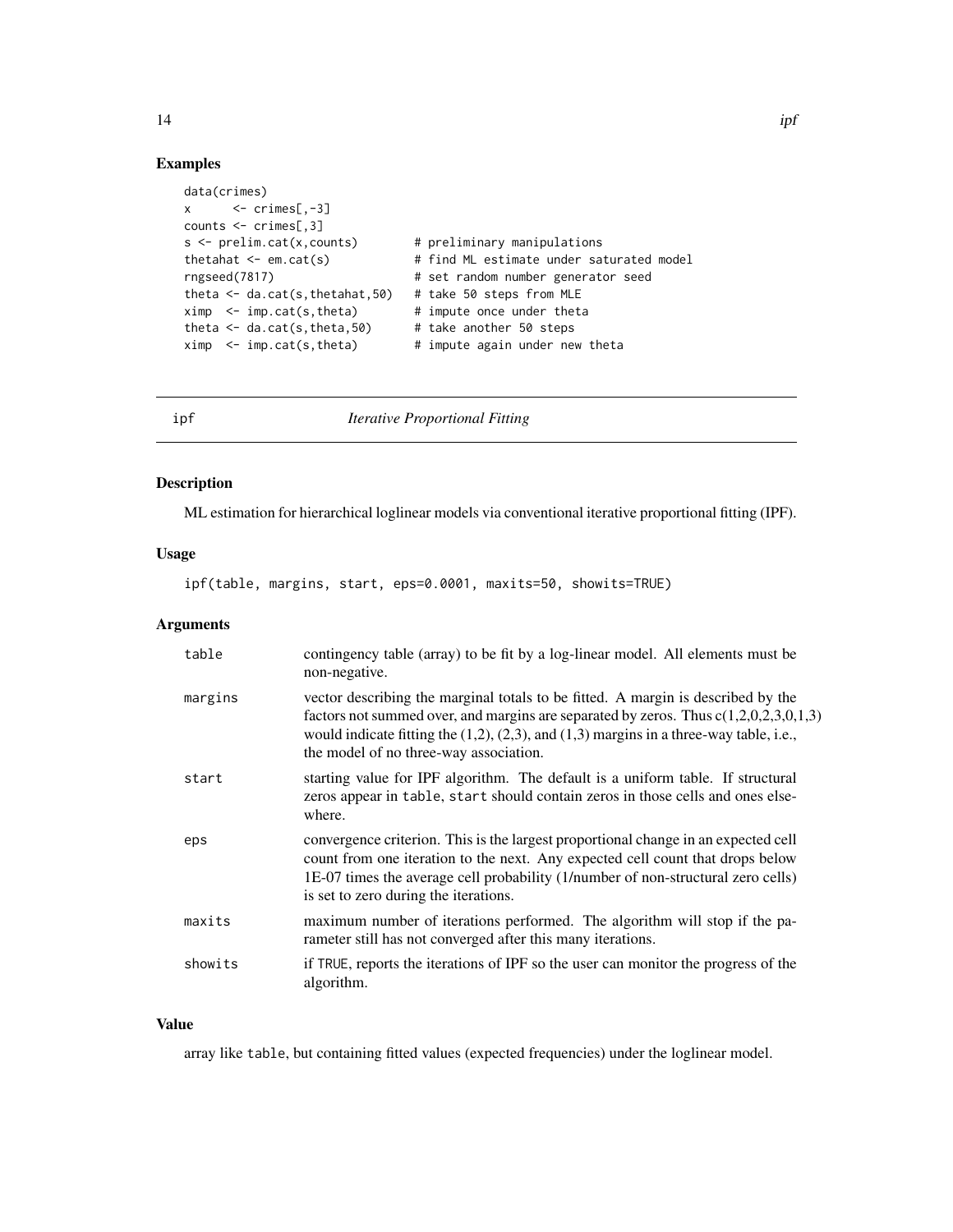## Examples

```
data(crimes)
x      <- crimes[,-3]
counts <- crimes[,3]
s <- prelim.cat(x,counts)        # preliminary manipulations
thetahat <- em.cat(s)            # find ML estimate under saturated model
rngseed(7817)                    # set random number generator seed
theta <- da.cat(s,thetahat,50)   # take 50 steps from MLE
ximp  <- imp.cat(s,theta)        # impute once under theta
theta <- da.cat(s,theta,50)      # take another 50 steps
ximp  <- imp.cat(s,theta)        # impute again under new theta
```

---

# ipf — *Iterative Proportional Fitting*

---

## Description

ML estimation for hierarchical loglinear models via conventional iterative proportional fitting (IPF).

## Usage

```
ipf(table, margins, start, eps=0.0001, maxits=50, showits=TRUE)
```

## Arguments

| | |
|---|---|
| table | contingency table (array) to be fit by a log-linear model. All elements must be non-negative. |
| margins | vector describing the marginal totals to be fitted. A margin is described by the factors not summed over, and margins are separated by zeros. Thus c(1,2,0,2,3,0,1,3) would indicate fitting the (1,2), (2,3), and (1,3) margins in a three-way table, i.e., the model of no three-way association. |
| start | starting value for IPF algorithm. The default is a uniform table. If structural zeros appear in table, start should contain zeros in those cells and ones elsewhere. |
| eps | convergence criterion. This is the largest proportional change in an expected cell count from one iteration to the next. Any expected cell count that drops below 1E-07 times the average cell probability (1/number of non-structural zero cells) is set to zero during the iterations. |
| maxits | maximum number of iterations performed. The algorithm will stop if the parameter still has not converged after this many iterations. |
| showits | if TRUE, reports the iterations of IPF so the user can monitor the progress of the algorithm. |

## Value

array like table, but containing fitted values (expected frequencies) under the loglinear model.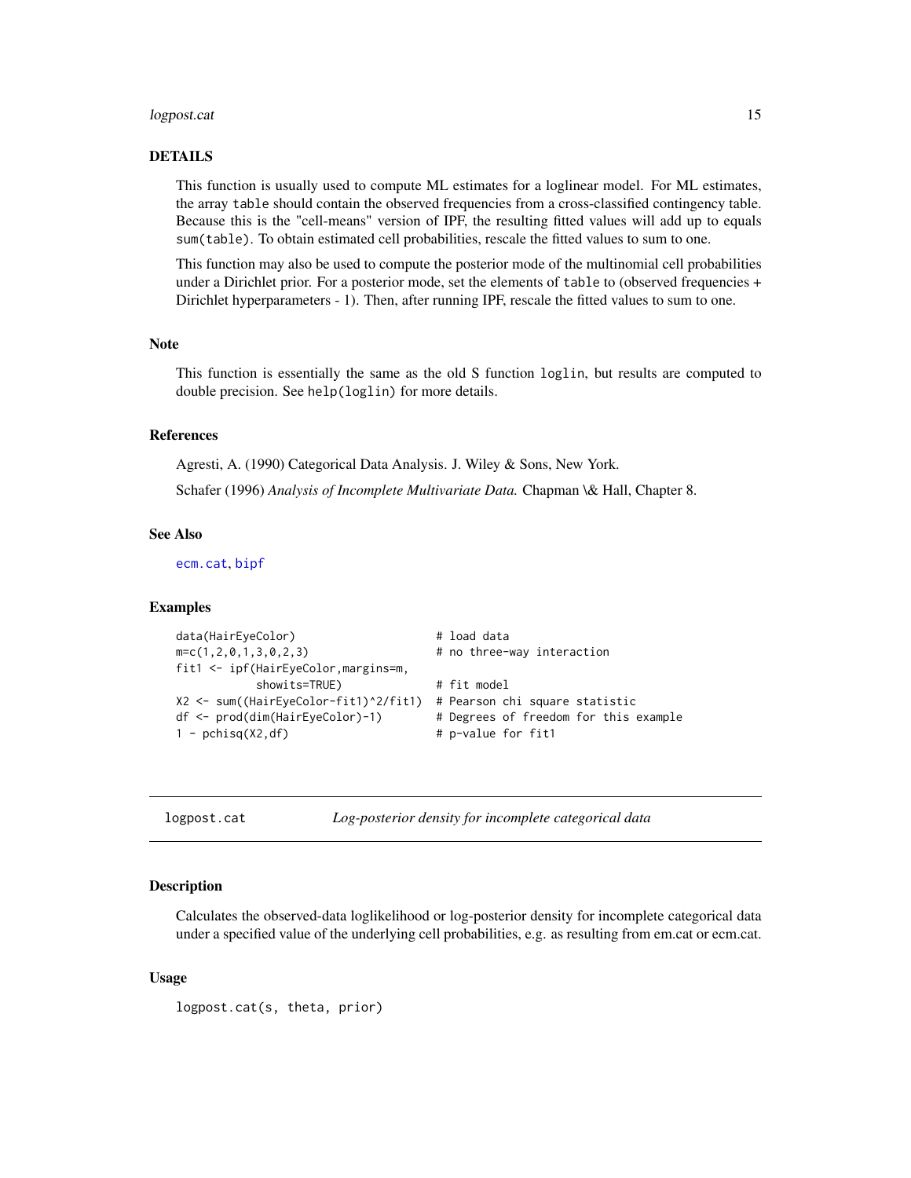### DETAILS

This function is usually used to compute ML estimates for a loglinear model. For ML estimates, the array `table` should contain the observed frequencies from a cross-classified contingency table. Because this is the "cell-means" version of IPF, the resulting fitted values will add up to equals `sum(table)`. To obtain estimated cell probabilities, rescale the fitted values to sum to one.

This function may also be used to compute the posterior mode of the multinomial cell probabilities under a Dirichlet prior. For a posterior mode, set the elements of `table` to (observed frequencies + Dirichlet hyperparameters - 1). Then, after running IPF, rescale the fitted values to sum to one.

### Note

This function is essentially the same as the old S function `loglin`, but results are computed to double precision. See `help(loglin)` for more details.

### References

Agresti, A. (1990) Categorical Data Analysis. J. Wiley & Sons, New York.

Schafer (1996) *Analysis of Incomplete Multivariate Data.* Chapman \& Hall, Chapter 8.

### See Also

`ecm.cat`, `bipf`

### Examples

```
data(HairEyeColor)                     # load data
m=c(1,2,0,1,3,0,2,3)                   # no three-way interaction
fit1 <- ipf(HairEyeColor,margins=m,
            showits=TRUE)              # fit model
X2 <- sum((HairEyeColor-fit1)^2/fit1)  # Pearson chi square statistic
df <- prod(dim(HairEyeColor)-1)        # Degrees of freedom for this example
1 - pchisq(X2,df)                      # p-value for fit1
```

---

## logpost.cat — *Log-posterior density for incomplete categorical data*

### Description

Calculates the observed-data loglikelihood or log-posterior density for incomplete categorical data under a specified value of the underlying cell probabilities, e.g. as resulting from em.cat or ecm.cat.

### Usage

```
logpost.cat(s, theta, prior)
```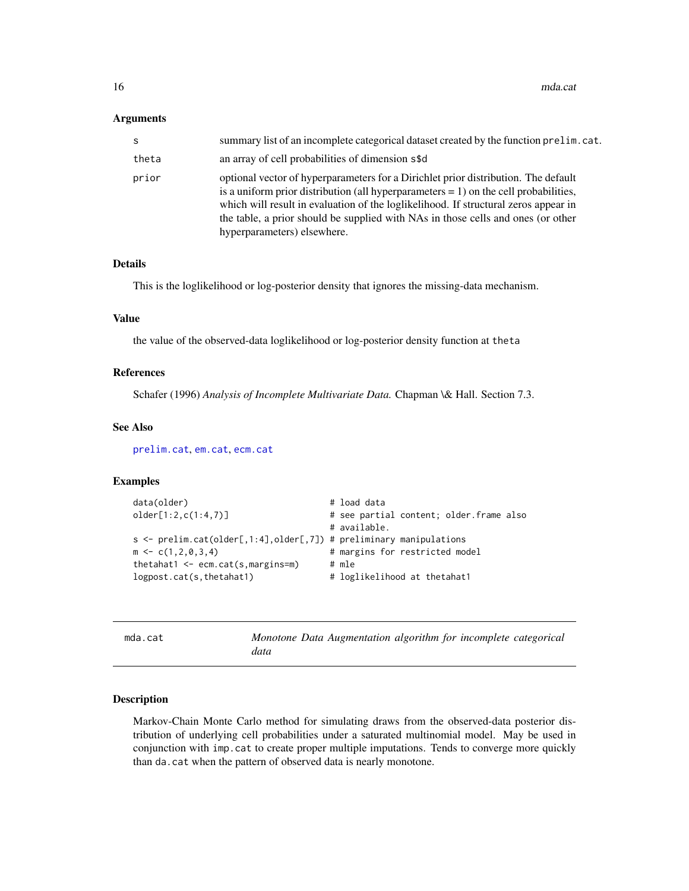### Arguments

| | |
|---|---|
| s | summary list of an incomplete categorical dataset created by the function `prelim.cat`. |
| theta | an array of cell probabilities of dimension `s$d` |
| prior | optional vector of hyperparameters for a Dirichlet prior distribution. The default is a uniform prior distribution (all hyperparameters = 1) on the cell probabilities, which will result in evaluation of the loglikelihood. If structural zeros appear in the table, a prior should be supplied with NAs in those cells and ones (or other hyperparameters) elsewhere. |

### Details

This is the loglikelihood or log-posterior density that ignores the missing-data mechanism.

### Value

the value of the observed-data loglikelihood or log-posterior density function at `theta`

### References

Schafer (1996) *Analysis of Incomplete Multivariate Data.* Chapman \& Hall. Section 7.3.

### See Also

`prelim.cat`, `em.cat`, `ecm.cat`

### Examples

```
data(older)                           # load data
older[1:2,c(1:4,7)]                   # see partial content; older.frame also
                                      # available.
s <- prelim.cat(older[,1:4],older[,7]) # preliminary manipulations
m <- c(1,2,0,3,4)                     # margins for restricted model
thetahat1 <- ecm.cat(s,margins=m)     # mle
logpost.cat(s,thetahat1)              # loglikelihood at thetahat1
```

---

## mda.cat — *Monotone Data Augmentation algorithm for incomplete categorical data*

### Description

Markov-Chain Monte Carlo method for simulating draws from the observed-data posterior distribution of underlying cell probabilities under a saturated multinomial model. May be used in conjunction with `imp.cat` to create proper multiple imputations. Tends to converge more quickly than `da.cat` when the pattern of observed data is nearly monotone.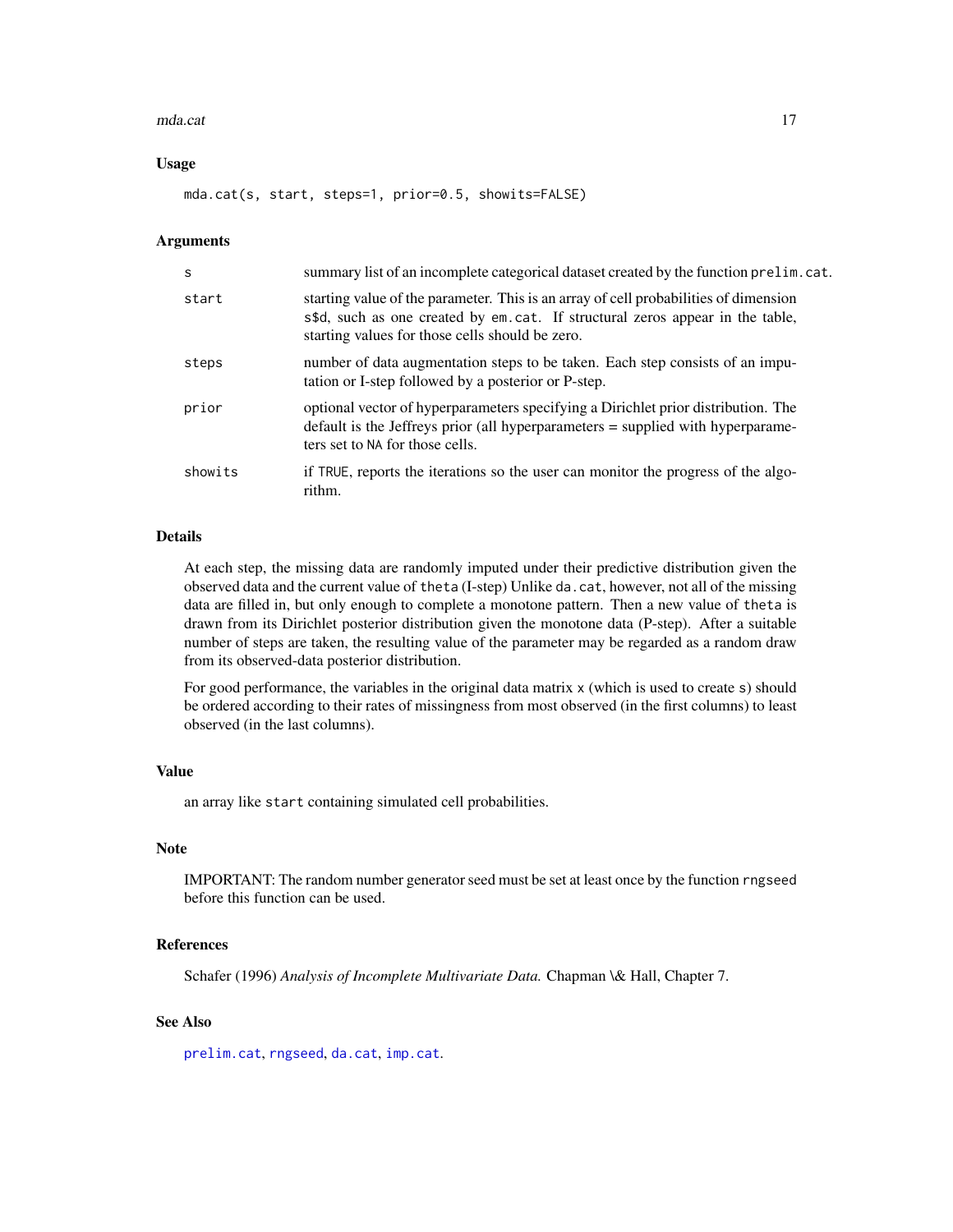## Usage

```
mda.cat(s, start, steps=1, prior=0.5, showits=FALSE)
```

## Arguments

| | |
|---|---|
| s | summary list of an incomplete categorical dataset created by the function `prelim.cat`. |
| start | starting value of the parameter. This is an array of cell probabilities of dimension s$d, such as one created by `em.cat`. If structural zeros appear in the table, starting values for those cells should be zero. |
| steps | number of data augmentation steps to be taken. Each step consists of an imputation or I-step followed by a posterior or P-step. |
| prior | optional vector of hyperparameters specifying a Dirichlet prior distribution. The default is the Jeffreys prior (all hyperparameters = supplied with hyperparameters set to NA for those cells. |
| showits | if TRUE, reports the iterations so the user can monitor the progress of the algorithm. |

## Details

At each step, the missing data are randomly imputed under their predictive distribution given the observed data and the current value of `theta` (I-step) Unlike `da.cat`, however, not all of the missing data are filled in, but only enough to complete a monotone pattern. Then a new value of `theta` is drawn from its Dirichlet posterior distribution given the monotone data (P-step). After a suitable number of steps are taken, the resulting value of the parameter may be regarded as a random draw from its observed-data posterior distribution.

For good performance, the variables in the original data matrix `x` (which is used to create `s`) should be ordered according to their rates of missingness from most observed (in the first columns) to least observed (in the last columns).

## Value

an array like `start` containing simulated cell probabilities.

## Note

IMPORTANT: The random number generator seed must be set at least once by the function `rngseed` before this function can be used.

## References

Schafer (1996) *Analysis of Incomplete Multivariate Data.* Chapman \& Hall, Chapter 7.

## See Also

`prelim.cat`, `rngseed`, `da.cat`, `imp.cat`.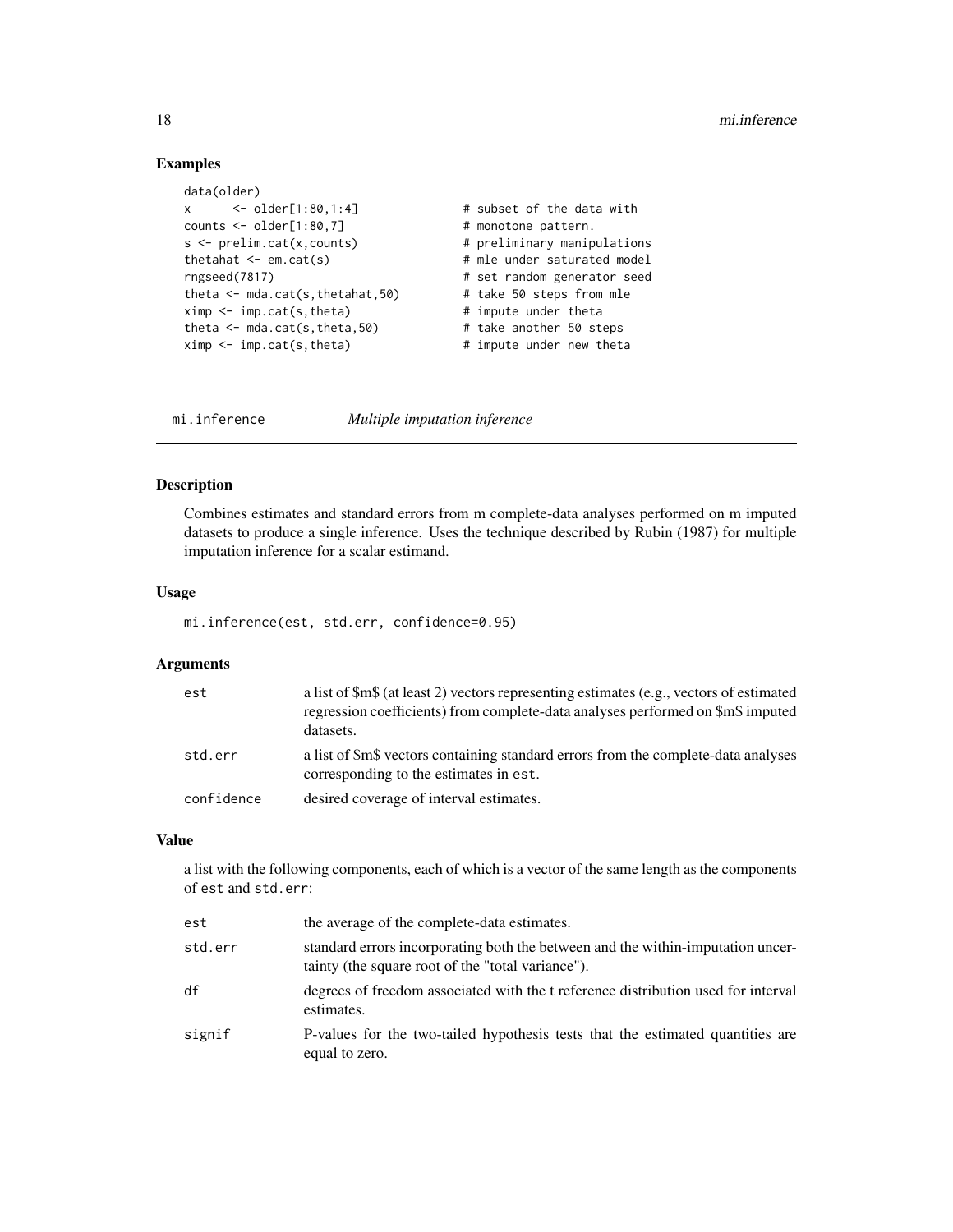## Examples

```
data(older)
x      <- older[1:80,1:4]              # subset of the data with
counts <- older[1:80,7]                # monotone pattern.
s <- prelim.cat(x,counts)              # preliminary manipulations
thetahat <- em.cat(s)                  # mle under saturated model
rngseed(7817)                          # set random generator seed
theta <- mda.cat(s,thetahat,50)        # take 50 steps from mle
ximp <- imp.cat(s,theta)               # impute under theta
theta <- mda.cat(s,theta,50)           # take another 50 steps
ximp <- imp.cat(s,theta)               # impute under new theta
```

---

# mi.inference — *Multiple imputation inference*

---

## Description

Combines estimates and standard errors from m complete-data analyses performed on m imputed datasets to produce a single inference. Uses the technique described by Rubin (1987) for multiple imputation inference for a scalar estimand.

## Usage

```
mi.inference(est, std.err, confidence=0.95)
```

## Arguments

| | |
|---|---|
| `est` | a list of \$m\$ (at least 2) vectors representing estimates (e.g., vectors of estimated regression coefficients) from complete-data analyses performed on \$m\$ imputed datasets. |
| `std.err` | a list of \$m\$ vectors containing standard errors from the complete-data analyses corresponding to the estimates in `est`. |
| `confidence` | desired coverage of interval estimates. |

## Value

a list with the following components, each of which is a vector of the same length as the components of `est` and `std.err`:

| | |
|---|---|
| `est` | the average of the complete-data estimates. |
| `std.err` | standard errors incorporating both the between and the within-imputation uncertainty (the square root of the "total variance"). |
| `df` | degrees of freedom associated with the t reference distribution used for interval estimates. |
| `signif` | P-values for the two-tailed hypothesis tests that the estimated quantities are equal to zero. |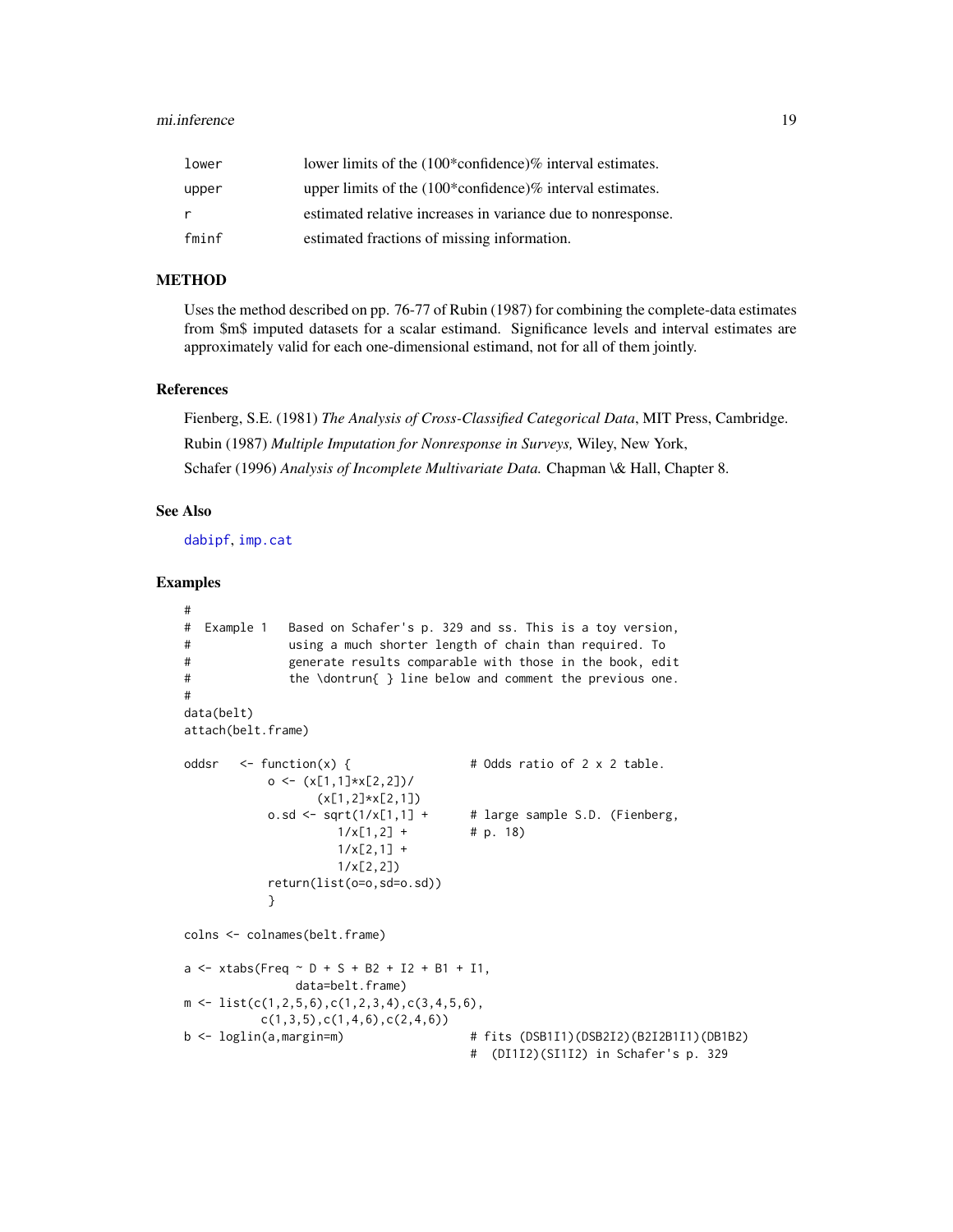| | |
|---|---|
| lower | lower limits of the (100*confidence)% interval estimates. |
| upper | upper limits of the (100*confidence)% interval estimates. |
| r | estimated relative increases in variance due to nonresponse. |
| fminf | estimated fractions of missing information. |

## METHOD

Uses the method described on pp. 76-77 of Rubin (1987) for combining the complete-data estimates from $m$ imputed datasets for a scalar estimand. Significance levels and interval estimates are approximately valid for each one-dimensional estimand, not for all of them jointly.

## References

Fienberg, S.E. (1981) *The Analysis of Cross-Classified Categorical Data*, MIT Press, Cambridge.

Rubin (1987) *Multiple Imputation for Nonresponse in Surveys,* Wiley, New York,

Schafer (1996) *Analysis of Incomplete Multivariate Data.* Chapman \& Hall, Chapter 8.

## See Also

dabipf, imp.cat

## Examples

```
#
#  Example 1   Based on Schafer's p. 329 and ss. This is a toy version,
#              using a much shorter length of chain than required. To
#              generate results comparable with those in the book, edit
#              the \dontrun{ } line below and comment the previous one.
#
data(belt)
attach(belt.frame)

oddsr   <- function(x) {                 # Odds ratio of 2 x 2 table.
            o <- (x[1,1]*x[2,2])/
                   (x[1,2]*x[2,1])
            o.sd <- sqrt(1/x[1,1] +      # large sample S.D. (Fienberg,
                     1/x[1,2] +          # p. 18)
                     1/x[2,1] +
                     1/x[2,2])
            return(list(o=o,sd=o.sd))
            }

colns <- colnames(belt.frame)

a <- xtabs(Freq ~ D + S + B2 + I2 + B1 + I1,
                data=belt.frame)
m <- list(c(1,2,5,6),c(1,2,3,4),c(3,4,5,6),
           c(1,3,5),c(1,4,6),c(2,4,6))
b <- loglin(a,margin=m)                  # fits (DSB1I1)(DSB2I2)(B2I2B1I1)(DB1B2)
                                         #  (DI1I2)(SI1I2) in Schafer's p. 329
```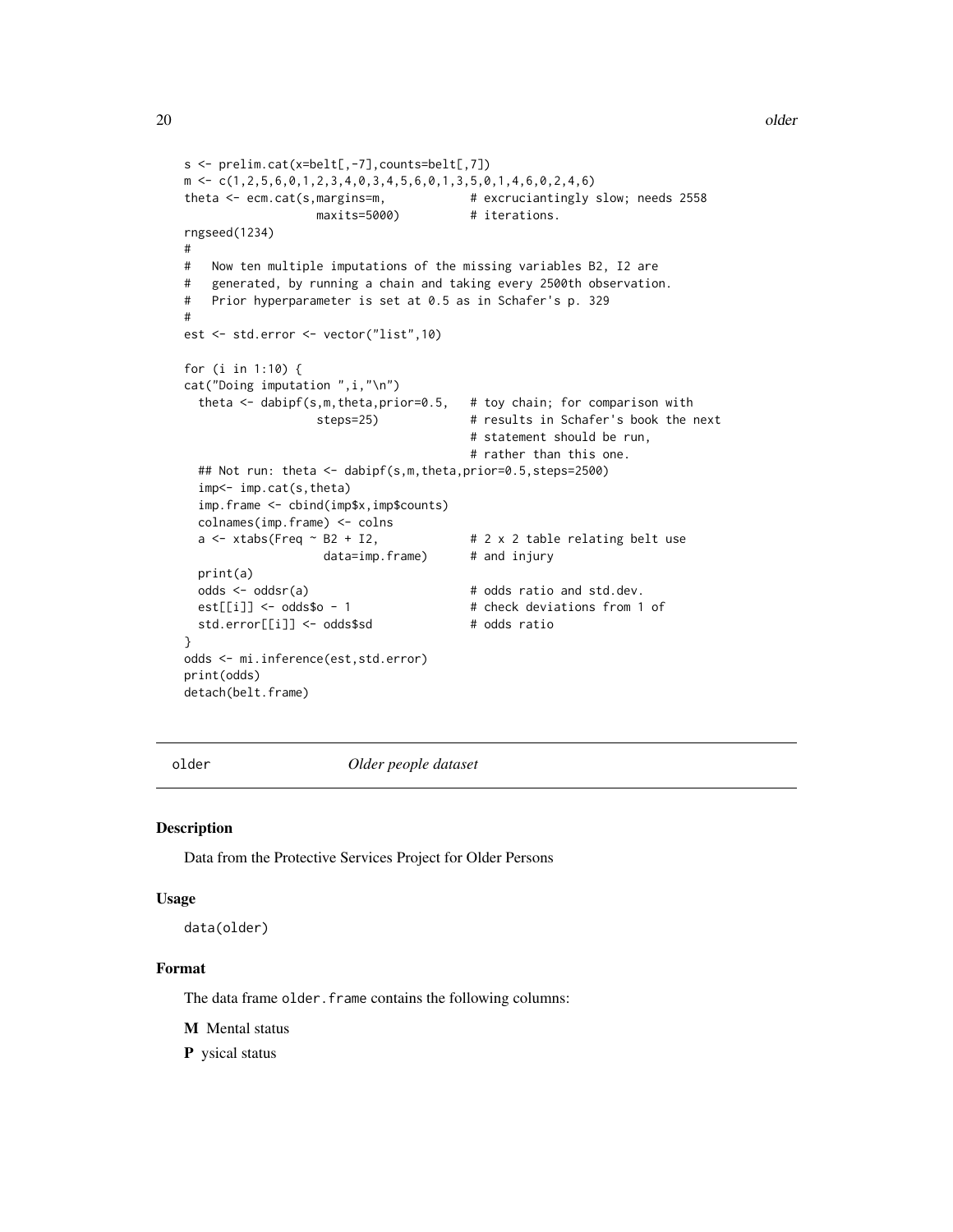```
s <- prelim.cat(x=belt[,-7],counts=belt[,7])
m <- c(1,2,5,6,0,1,2,3,4,0,3,4,5,6,0,1,3,5,0,1,4,6,0,2,4,6)
theta <- ecm.cat(s,margins=m,            # excruciantingly slow; needs 2558
                 maxits=5000)           # iterations.
rngseed(1234)
#
#   Now ten multiple imputations of the missing variables B2, I2 are
#   generated, by running a chain and taking every 2500th observation.
#   Prior hyperparameter is set at 0.5 as in Schafer's p. 329
#
est <- std.error <- vector("list",10)

for (i in 1:10) {
cat("Doing imputation ",i,"\n")
  theta <- dabipf(s,m,theta,prior=0.5,   # toy chain; for comparison with
                  steps=25)              # results in Schafer's book the next
                                         # statement should be run,
                                         # rather than this one.
  ## Not run: theta <- dabipf(s,m,theta,prior=0.5,steps=2500)
  imp<- imp.cat(s,theta)
  imp.frame <- cbind(imp$x,imp$counts)
  colnames(imp.frame) <- colns
  a <- xtabs(Freq ~ B2 + I2,             # 2 x 2 table relating belt use
                   data=imp.frame)       # and injury
  print(a)
  odds <- oddsr(a)                       # odds ratio and std.dev.
  est[[i]] <- odds$o - 1                 # check deviations from 1 of
  std.error[[i]] <- odds$sd              # odds ratio
}
odds <- mi.inference(est,std.error)
print(odds)
detach(belt.frame)
```

## older — *Older people dataset*

### Description

Data from the Protective Services Project for Older Persons

### Usage

```
data(older)
```

### Format

The data frame `older.frame` contains the following columns:

**M** Mental status

**P** ysical status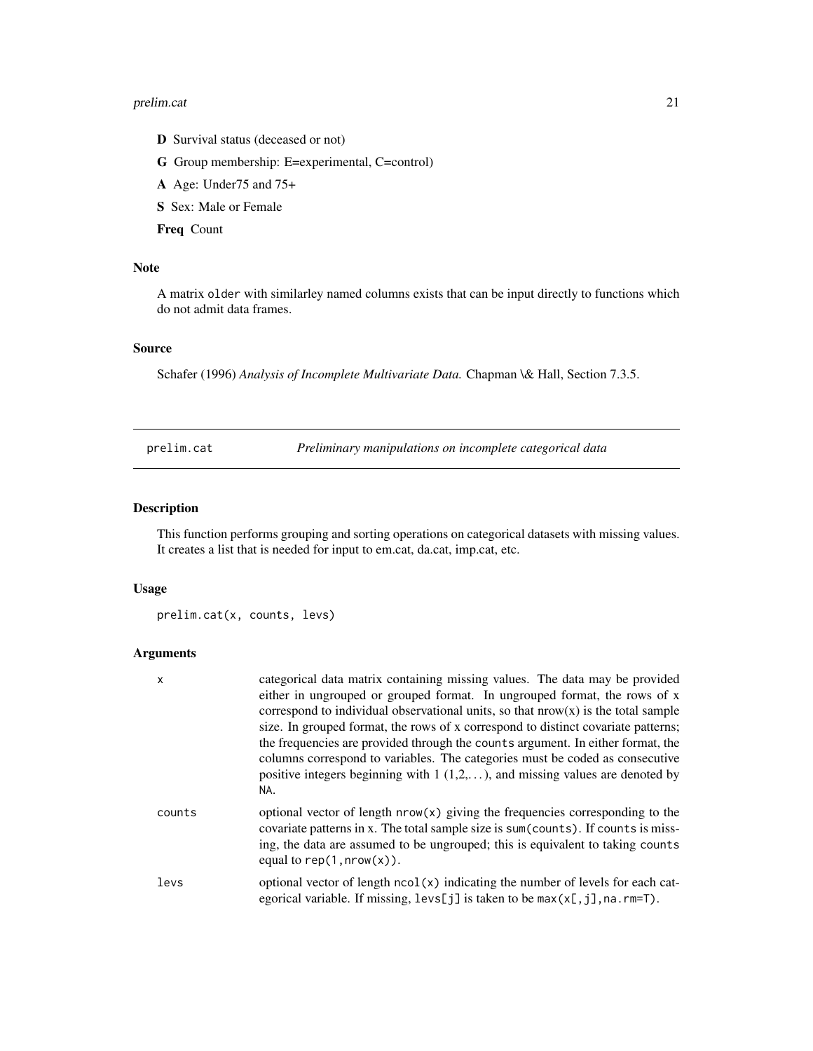**D** Survival status (deceased or not)

**G** Group membership: E=experimental, C=control)

**A** Age: Under75 and 75+

**S** Sex: Male or Female

**Freq** Count

### Note

A matrix `older` with similarley named columns exists that can be input directly to functions which do not admit data frames.

### Source

Schafer (1996) *Analysis of Incomplete Multivariate Data.* Chapman \& Hall, Section 7.3.5.

---

## prelim.cat — *Preliminary manipulations on incomplete categorical data*

---

### Description

This function performs grouping and sorting operations on categorical datasets with missing values. It creates a list that is needed for input to em.cat, da.cat, imp.cat, etc.

### Usage

```
prelim.cat(x, counts, levs)
```

### Arguments

| | |
|---|---|
| x | categorical data matrix containing missing values. The data may be provided either in ungrouped or grouped format. In ungrouped format, the rows of x correspond to individual observational units, so that nrow(x) is the total sample size. In grouped format, the rows of x correspond to distinct covariate patterns; the frequencies are provided through the `counts` argument. In either format, the columns correspond to variables. The categories must be coded as consecutive positive integers beginning with 1 (1,2,...), and missing values are denoted by `NA`. |
| counts | optional vector of length `nrow(x)` giving the frequencies corresponding to the covariate patterns in x. The total sample size is `sum(counts)`. If `counts` is missing, the data are assumed to be ungrouped; this is equivalent to taking `counts` equal to `rep(1,nrow(x))`. |
| levs | optional vector of length `ncol(x)` indicating the number of levels for each categorical variable. If missing, `levs[j]` is taken to be `max(x[,j],na.rm=T)`. |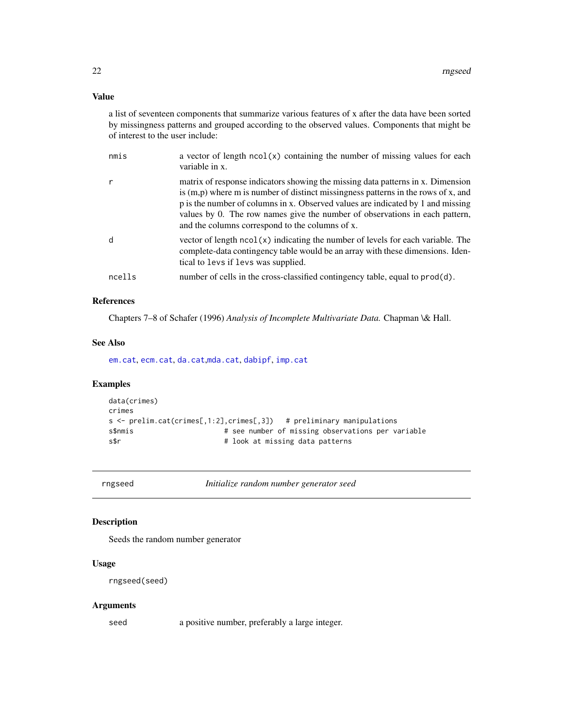### Value

a list of seventeen components that summarize various features of x after the data have been sorted by missingness patterns and grouped according to the observed values. Components that might be of interest to the user include:

| | |
|---|---|
| `nmis` | a vector of length `ncol(x)` containing the number of missing values for each variable in x. |
| `r` | matrix of response indicators showing the missing data patterns in x. Dimension is (m,p) where m is number of distinct missingness patterns in the rows of x, and p is the number of columns in x. Observed values are indicated by 1 and missing values by 0. The row names give the number of observations in each pattern, and the columns correspond to the columns of x. |
| `d` | vector of length `ncol(x)` indicating the number of levels for each variable. The complete-data contingency table would be an array with these dimensions. Identical to `levs` if `levs` was supplied. |
| `ncells` | number of cells in the cross-classified contingency table, equal to `prod(d)`. |

### References

Chapters 7–8 of Schafer (1996) *Analysis of Incomplete Multivariate Data.* Chapman \& Hall.

### See Also

`em.cat`, `ecm.cat`, `da.cat`,`mda.cat`, `dabipf`, `imp.cat`

### Examples

```
data(crimes)
crimes
s <- prelim.cat(crimes[,1:2],crimes[,3])   # preliminary manipulations
s$nmis                     # see number of missing observations per variable
s$r                        # look at missing data patterns
```

---

## rngseed — *Initialize random number generator seed*

### Description

Seeds the random number generator

### Usage

```
rngseed(seed)
```

### Arguments

| | |
|---|---|
| `seed` | a positive number, preferably a large integer. |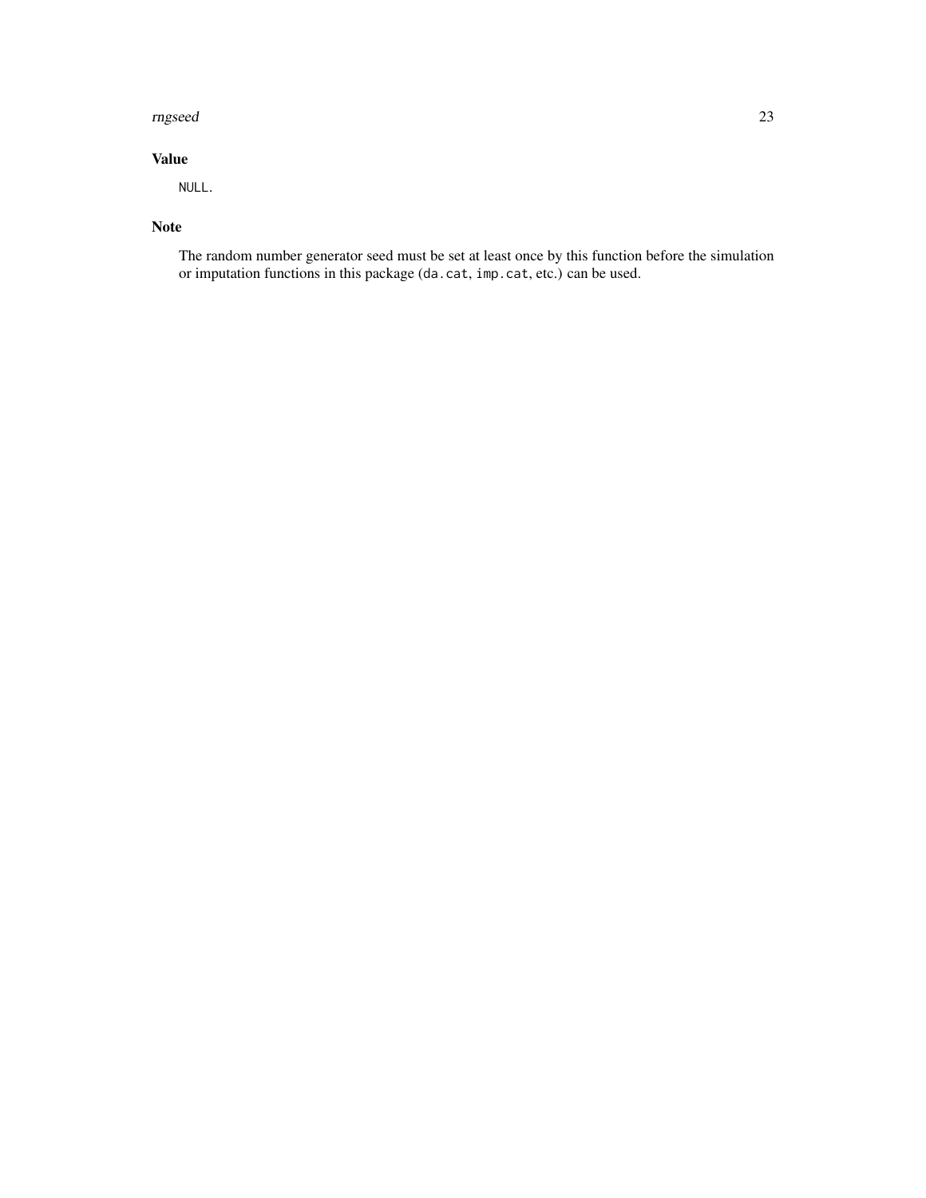## Value

`NULL`.

## Note

The random number generator seed must be set at least once by this function before the simulation or imputation functions in this package (`da.cat`, `imp.cat`, etc.) can be used.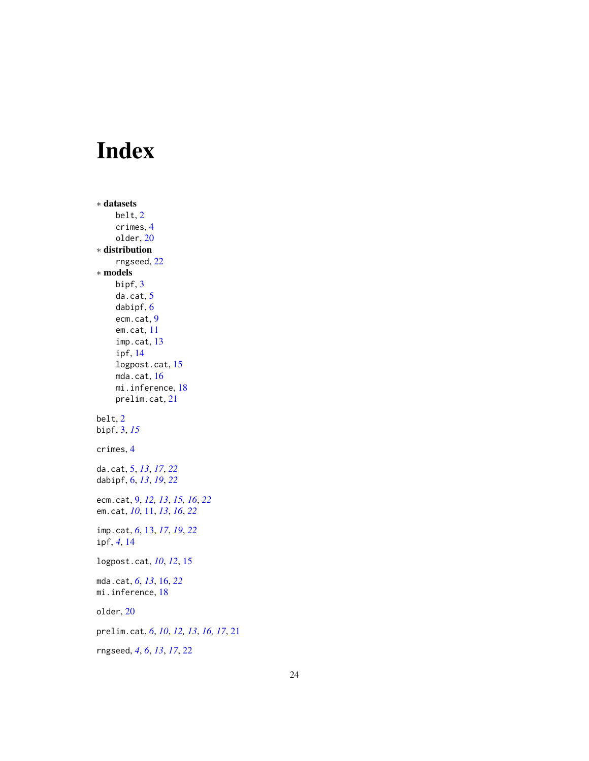# Index

∗ **datasets**
  belt, 2
  crimes, 4
  older, 20
∗ **distribution**
  rngseed, 22
∗ **models**
  bipf, 3
  da.cat, 5
  dabipf, 6
  ecm.cat, 9
  em.cat, 11
  imp.cat, 13
  ipf, 14
  logpost.cat, 15
  mda.cat, 16
  mi.inference, 18
  prelim.cat, 21

belt, 2
bipf, 3, *15*

crimes, 4

da.cat, 5, *13*, *17*, *22*
dabipf, 6, *13*, *19*, *22*

ecm.cat, 9, *12, 13*, *15, 16*, *22*
em.cat, *10*, 11, *13*, *16*, *22*

imp.cat, *6*, 13, *17*, *19*, *22*
ipf, *4*, 14

logpost.cat, *10*, *12*, 15

mda.cat, *6*, *13*, 16, *22*
mi.inference, 18

older, 20

prelim.cat, *6*, *10*, *12, 13*, *16, 17*, 21

rngseed, *4*, *6*, *13*, *17*, 22